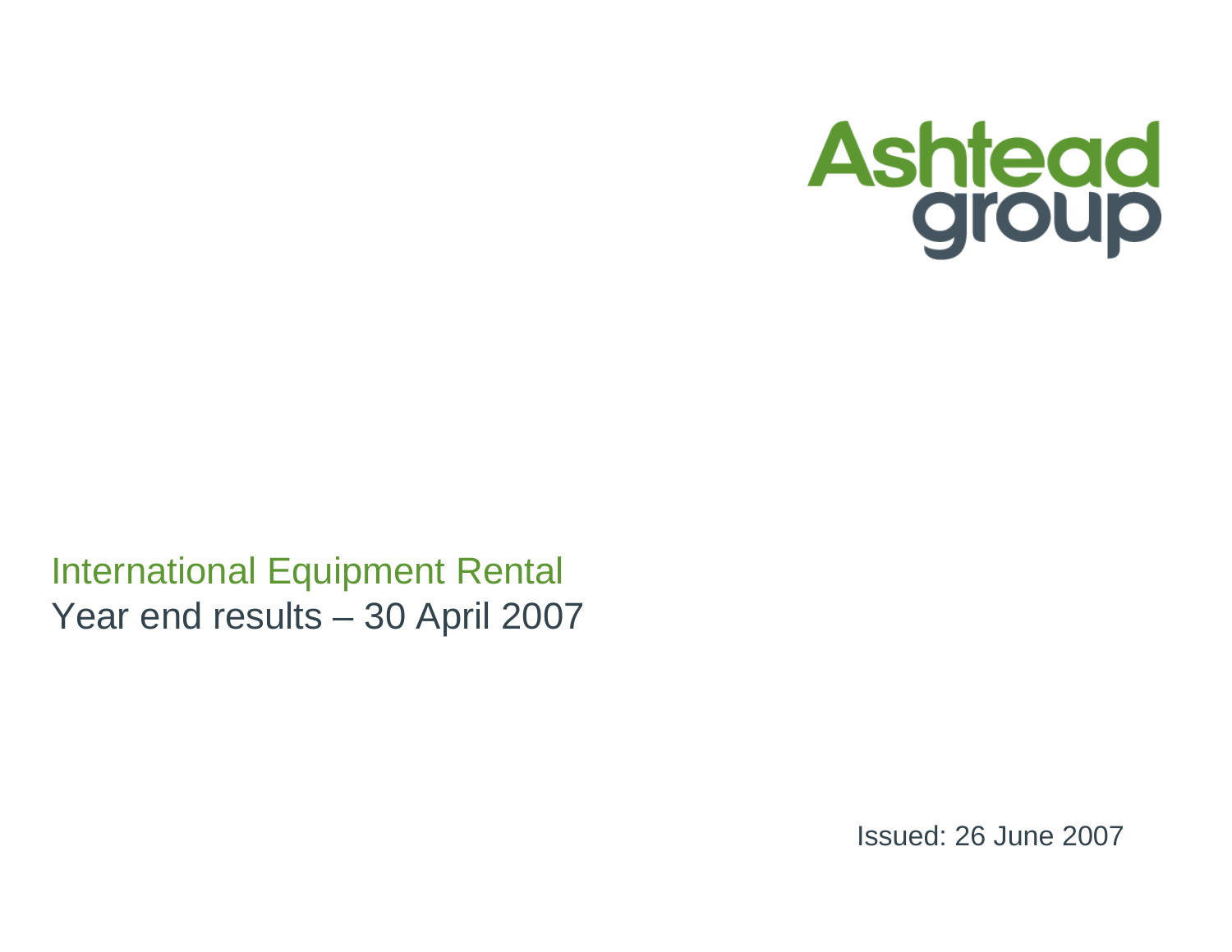# Ashtead group

## International Equipment Rental

## Year end results – 30 April 2007

Issued: 26 June 2007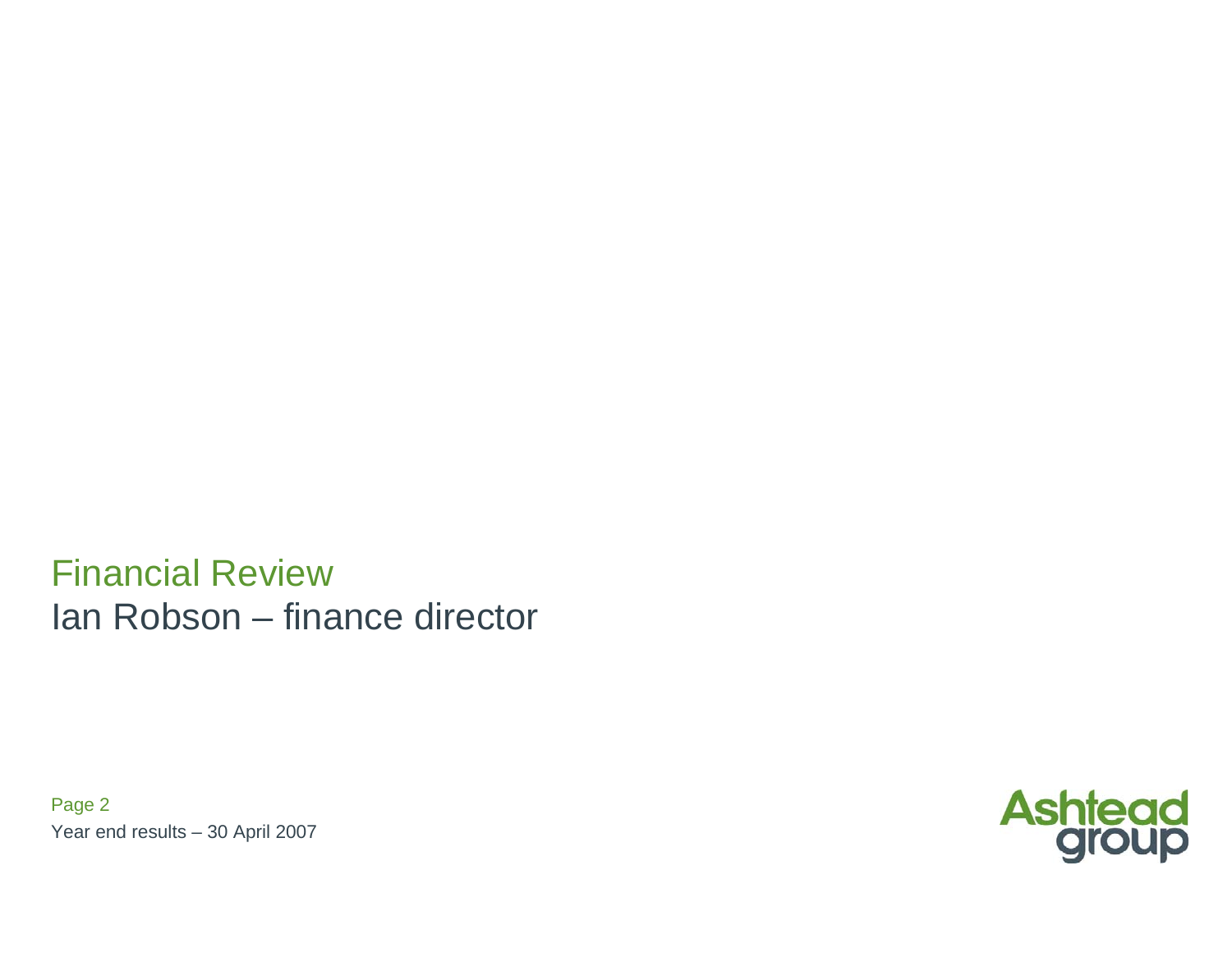# Financial Review

## Ian Robson – finance director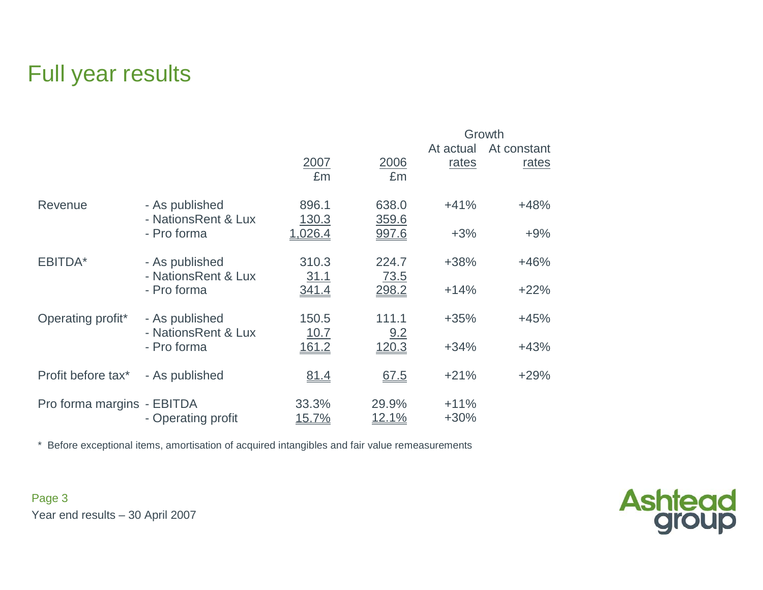# Full year results

| | | 2007 £m | 2006 £m | Growth At actual rates | Growth At constant rates |
|---|---|---|---|---|---|
| Revenue | - As published | 896.1 | 638.0 | +41% | +48% |
| | - NationsRent & Lux | 130.3 | 359.6 | | |
| | - Pro forma | 1,026.4 | 997.6 | +3% | +9% |
| EBITDA* | - As published | 310.3 | 224.7 | +38% | +46% |
| | - NationsRent & Lux | 31.1 | 73.5 | | |
| | - Pro forma | 341.4 | 298.2 | +14% | +22% |
| Operating profit* | - As published | 150.5 | 111.1 | +35% | +45% |
| | - NationsRent & Lux | 10.7 | 9.2 | | |
| | - Pro forma | 161.2 | 120.3 | +34% | +43% |
| Profit before tax* | - As published | 81.4 | 67.5 | +21% | +29% |
| Pro forma margins | - EBITDA | 33.3% | 29.9% | +11% | |
| | - Operating profit | 15.7% | 12.1% | +30% | |

* Before exceptional items, amortisation of acquired intangibles and fair value remeasurements

Year end results – 30 April 2007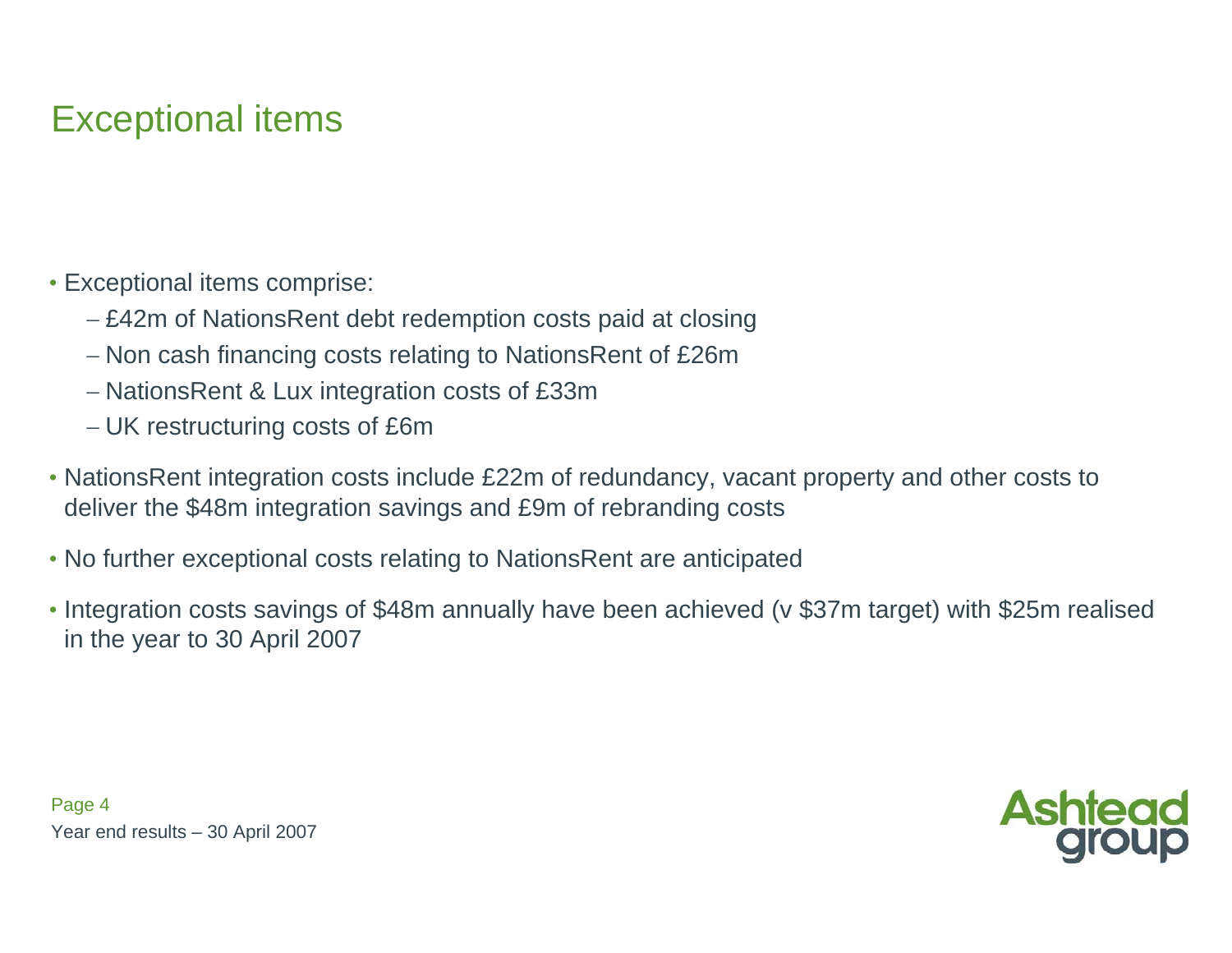# Exceptional items

- Exceptional items comprise:
  - £42m of NationsRent debt redemption costs paid at closing
  - Non cash financing costs relating to NationsRent of £26m
  - NationsRent & Lux integration costs of £33m
  - UK restructuring costs of £6m
- NationsRent integration costs include £22m of redundancy, vacant property and other costs to deliver the $48m integration savings and £9m of rebranding costs
- No further exceptional costs relating to NationsRent are anticipated
- Integration costs savings of $48m annually have been achieved (v $37m target) with $25m realised in the year to 30 April 2007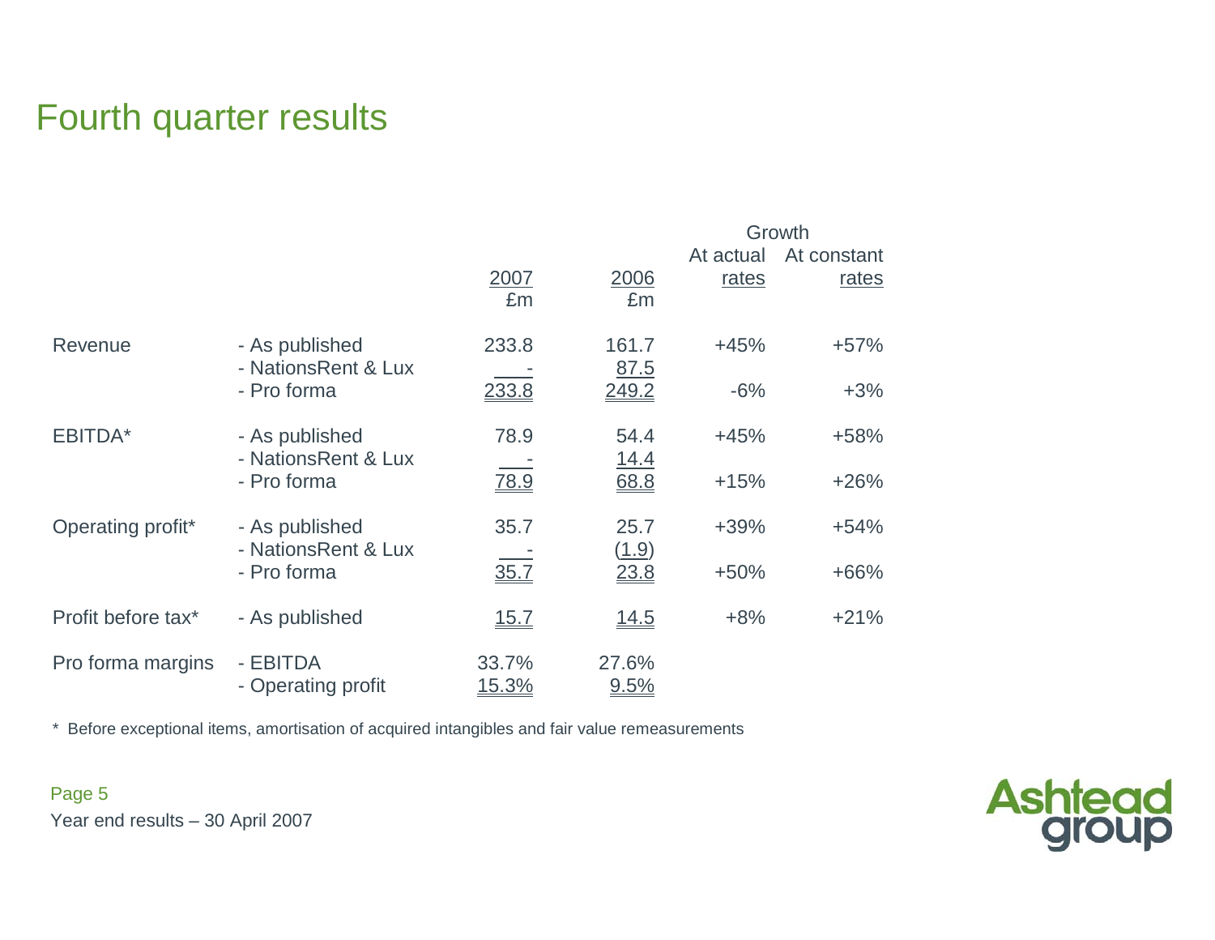# Fourth quarter results

| | | 2007 £m | 2006 £m | Growth At actual rates | Growth At constant rates |
|---|---|---|---|---|---|
| Revenue | - As published | 233.8 | 161.7 | +45% | +57% |
| | - NationsRent & Lux | - | 87.5 | | |
| | - Pro forma | 233.8 | 249.2 | -6% | +3% |
| EBITDA* | - As published | 78.9 | 54.4 | +45% | +58% |
| | - NationsRent & Lux | - | 14.4 | | |
| | - Pro forma | 78.9 | 68.8 | +15% | +26% |
| Operating profit* | - As published | 35.7 | 25.7 | +39% | +54% |
| | - NationsRent & Lux | - | (1.9) | | |
| | - Pro forma | 35.7 | 23.8 | +50% | +66% |
| Profit before tax* | - As published | 15.7 | 14.5 | +8% | +21% |
| Pro forma margins | - EBITDA | 33.7% | 27.6% | | |
| | - Operating profit | 15.3% | 9.5% | | |

\* Before exceptional items, amortisation of acquired intangibles and fair value remeasurements

Year end results – 30 April 2007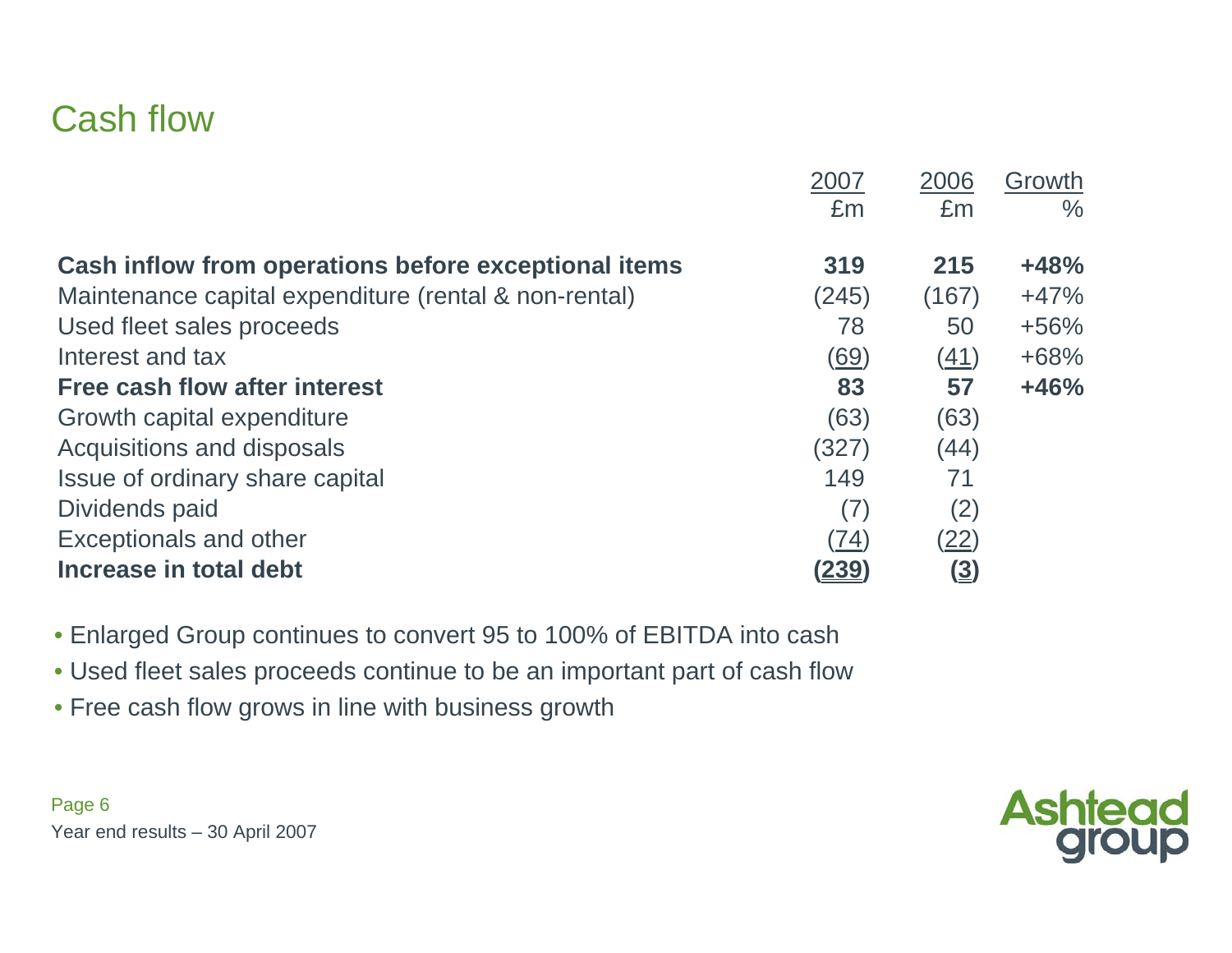# Cash flow

| | 2007<br>£m | 2006<br>£m | Growth<br>% |
|---|---|---|---|
| **Cash inflow from operations before exceptional items** | **319** | **215** | **+48%** |
| Maintenance capital expenditure (rental & non-rental) | (245) | (167) | +47% |
| Used fleet sales proceeds | 78 | 50 | +56% |
| Interest and tax | (69) | (41) | +68% |
| **Free cash flow after interest** | **83** | **57** | **+46%** |
| Growth capital expenditure | (63) | (63) | |
| Acquisitions and disposals | (327) | (44) | |
| Issue of ordinary share capital | 149 | 71 | |
| Dividends paid | (7) | (2) | |
| Exceptionals and other | (74) | (22) | |
| **Increase in total debt** | **(239)** | **(3)** | |

- Enlarged Group continues to convert 95 to 100% of EBITDA into cash
- Used fleet sales proceeds continue to be an important part of cash flow
- Free cash flow grows in line with business growth

Year end results – 30 April 2007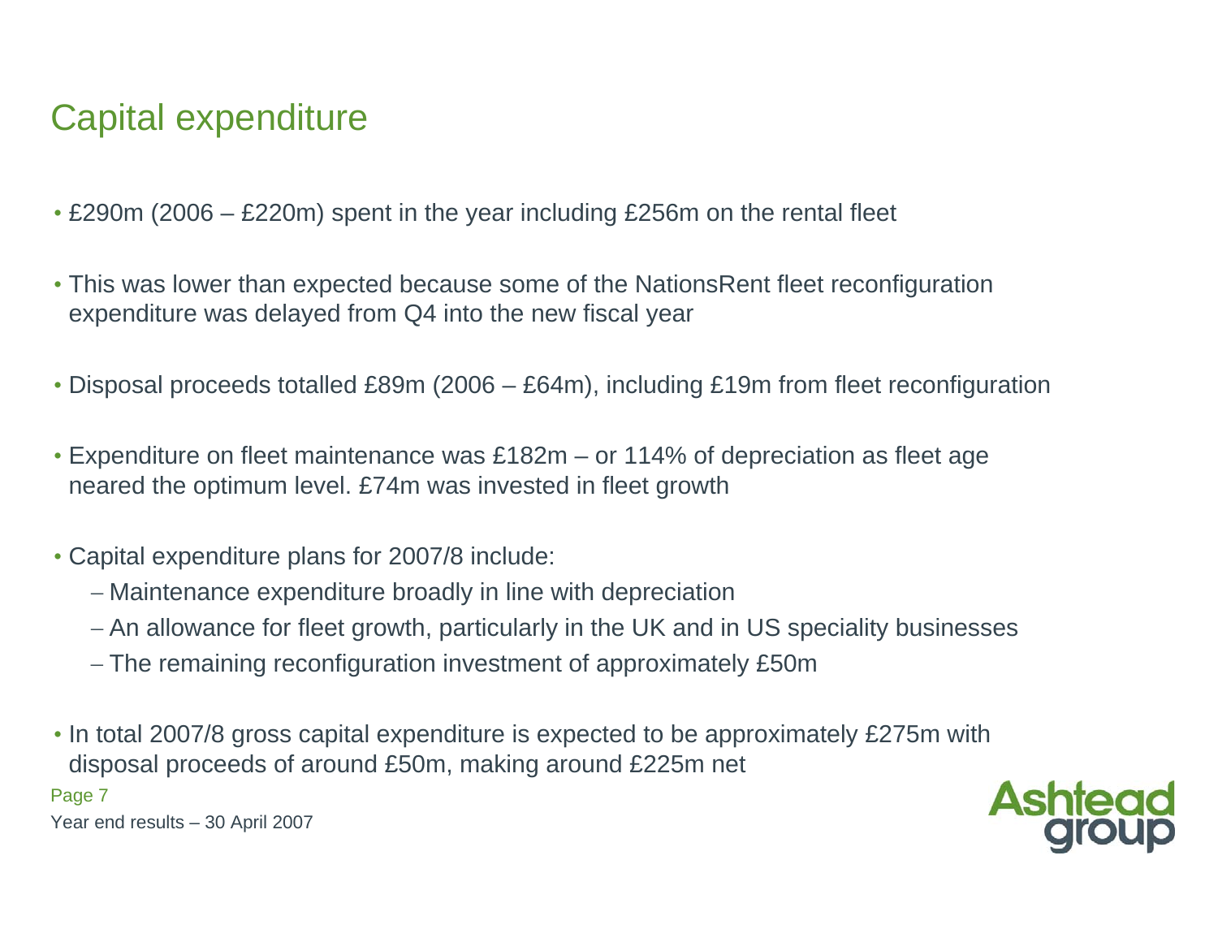# Capital expenditure

- £290m (2006 – £220m) spent in the year including £256m on the rental fleet
- This was lower than expected because some of the NationsRent fleet reconfiguration expenditure was delayed from Q4 into the new fiscal year
- Disposal proceeds totalled £89m (2006 – £64m), including £19m from fleet reconfiguration
- Expenditure on fleet maintenance was £182m – or 114% of depreciation as fleet age neared the optimum level. £74m was invested in fleet growth
- Capital expenditure plans for 2007/8 include:
  - Maintenance expenditure broadly in line with depreciation
  - An allowance for fleet growth, particularly in the UK and in US speciality businesses
  - The remaining reconfiguration investment of approximately £50m
- In total 2007/8 gross capital expenditure is expected to be approximately £275m with disposal proceeds of around £50m, making around £225m net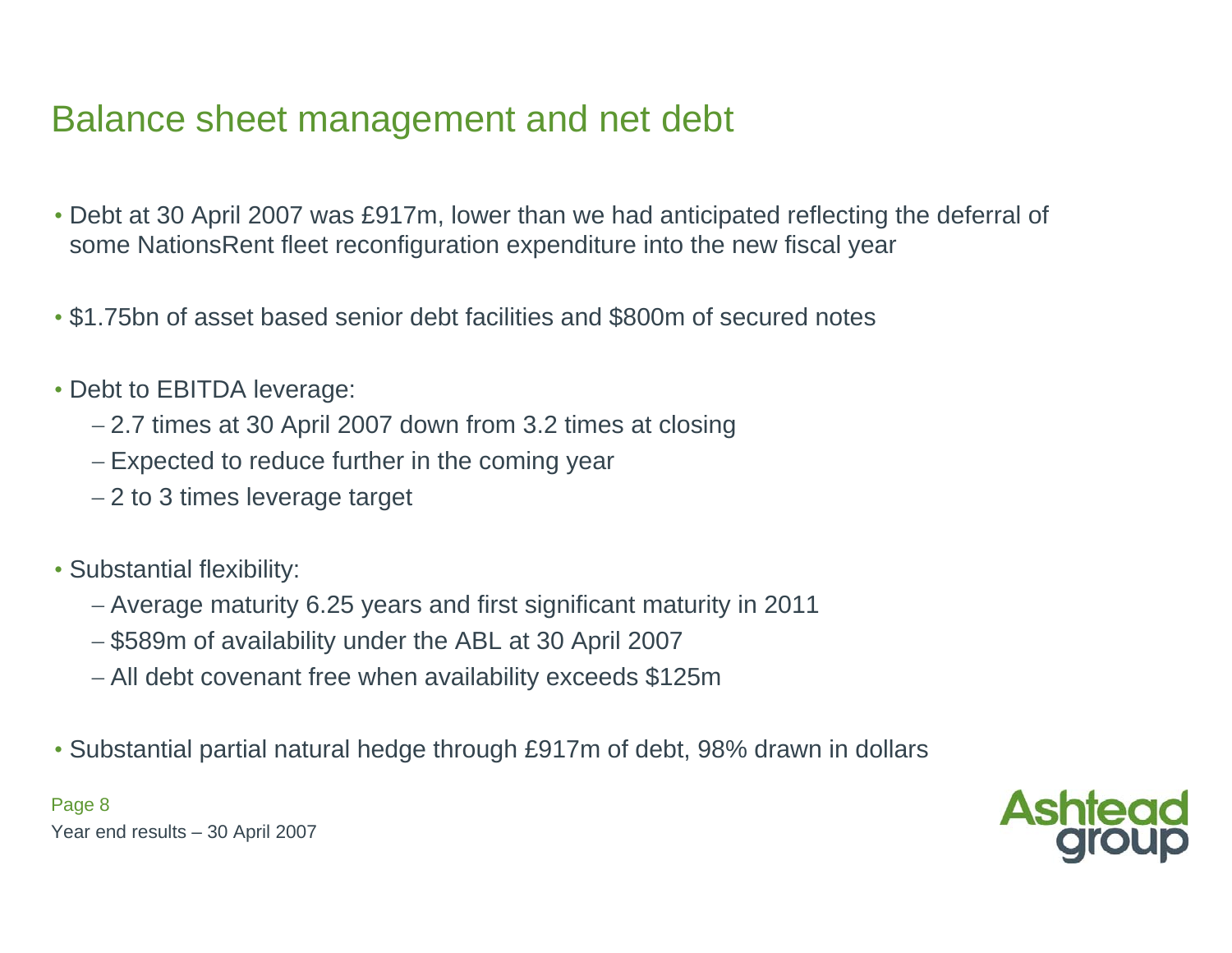# Balance sheet management and net debt

- Debt at 30 April 2007 was £917m, lower than we had anticipated reflecting the deferral of some NationsRent fleet reconfiguration expenditure into the new fiscal year
- $1.75bn of asset based senior debt facilities and $800m of secured notes
- Debt to EBITDA leverage:
  - 2.7 times at 30 April 2007 down from 3.2 times at closing
  - Expected to reduce further in the coming year
  - 2 to 3 times leverage target
- Substantial flexibility:
  - Average maturity 6.25 years and first significant maturity in 2011
  - $589m of availability under the ABL at 30 April 2007
  - All debt covenant free when availability exceeds $125m
- Substantial partial natural hedge through £917m of debt, 98% drawn in dollars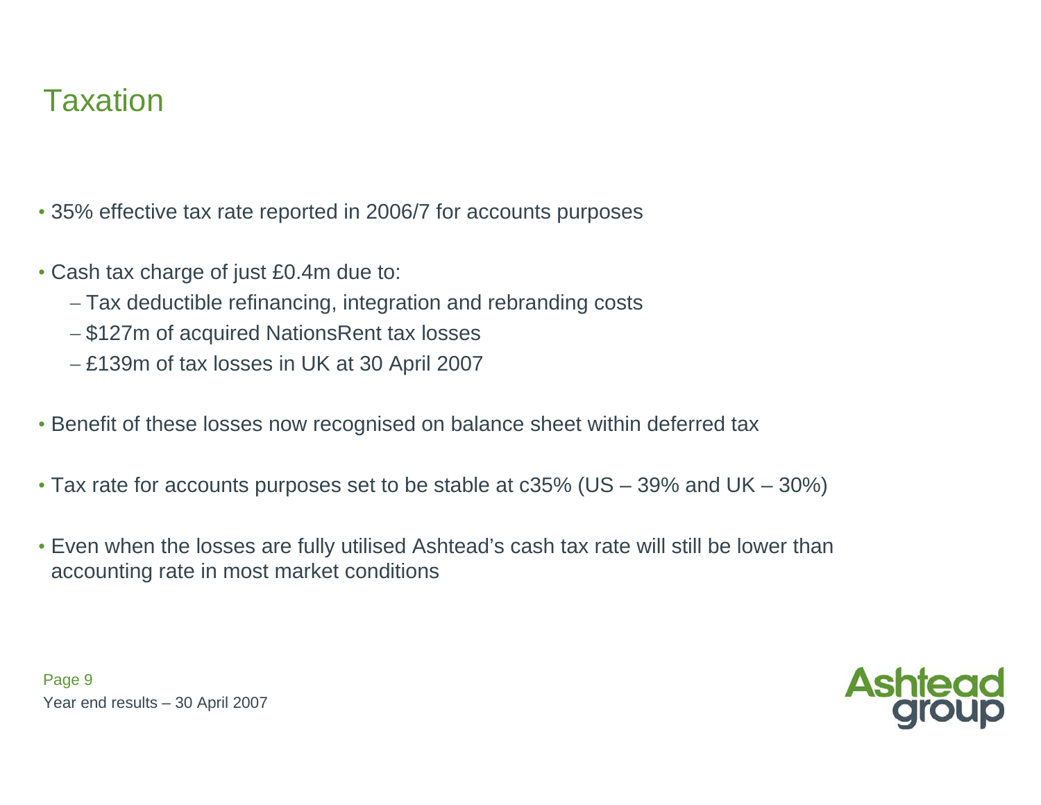# Taxation

- 35% effective tax rate reported in 2006/7 for accounts purposes
- Cash tax charge of just £0.4m due to:
  - Tax deductible refinancing, integration and rebranding costs
  - $127m of acquired NationsRent tax losses
  - £139m of tax losses in UK at 30 April 2007
- Benefit of these losses now recognised on balance sheet within deferred tax
- Tax rate for accounts purposes set to be stable at c35% (US – 39% and UK – 30%)
- Even when the losses are fully utilised Ashtead's cash tax rate will still be lower than accounting rate in most market conditions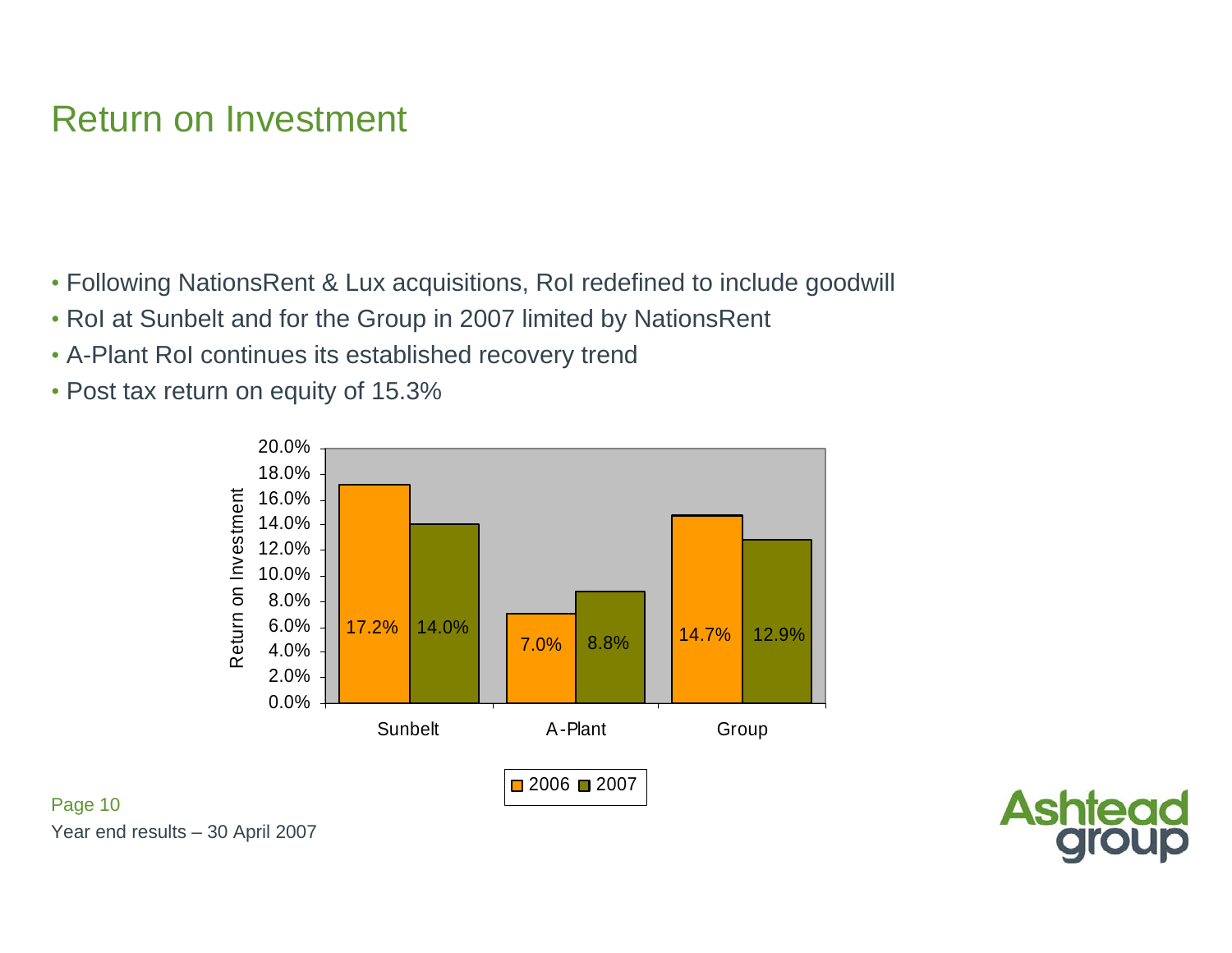# Return on Investment

- Following NationsRent & Lux acquisitions, RoI redefined to include goodwill
- RoI at Sunbelt and for the Group in 2007 limited by NationsRent
- A-Plant RoI continues its established recovery trend
- Post tax return on equity of 15.3%

| Return on Investment | 2006 | 2007 |
|---|---|---|
| Sunbelt | 17.2% | 14.0% |
| A-Plant | 7.0% | 8.8% |
| Group | 14.7% | 12.9% |

Year end results – 30 April 2007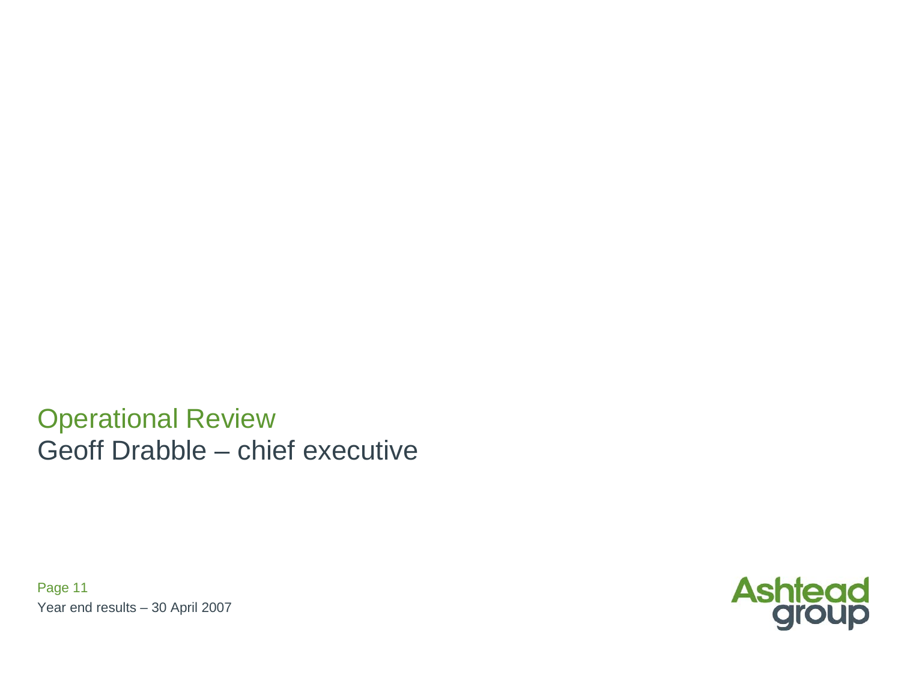# Operational Review

## Geoff Drabble – chief executive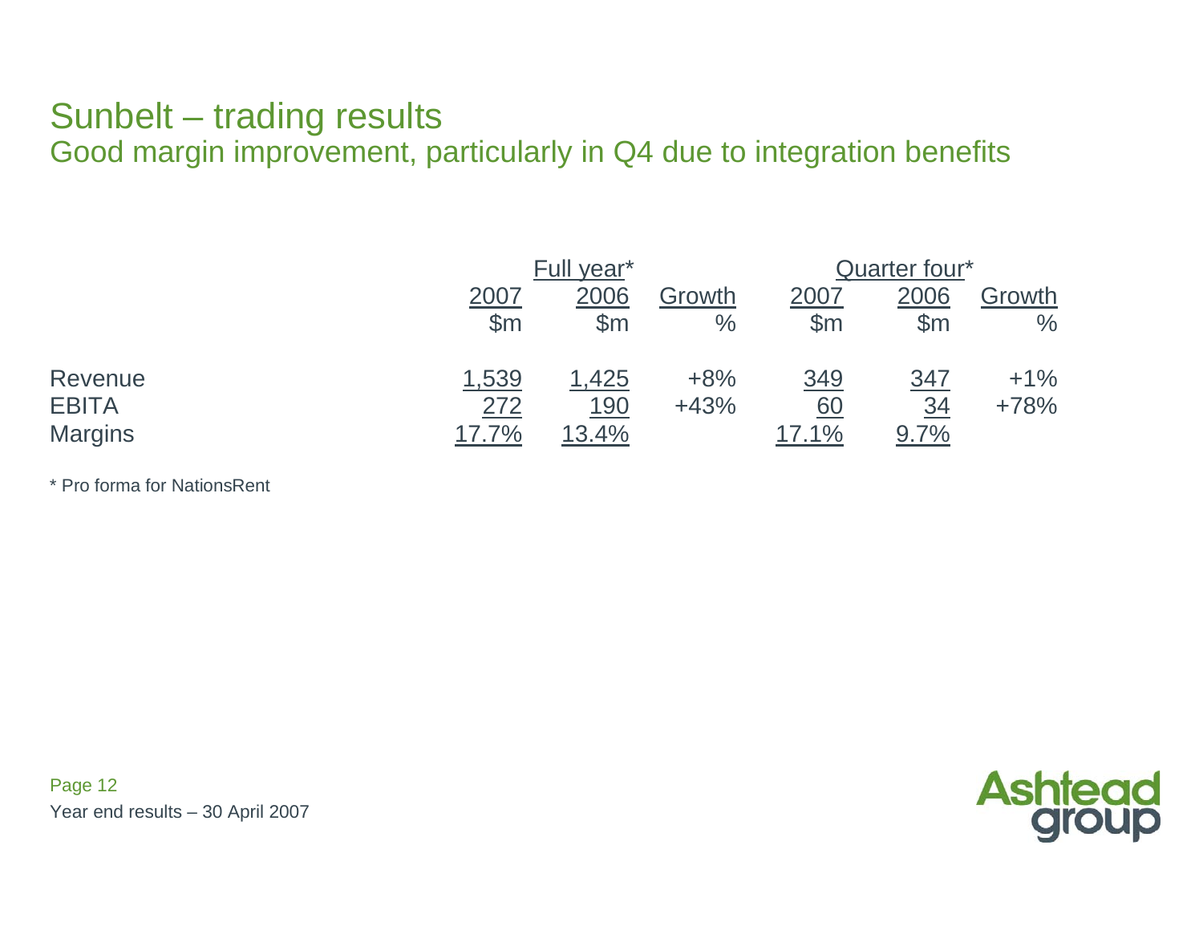# Sunbelt – trading results

## Good margin improvement, particularly in Q4 due to integration benefits

| | Full year* | | | Quarter four* | | |
|---|---|---|---|---|---|---|
| | 2007 | 2006 | Growth | 2007 | 2006 | Growth |
| | $m | $m | % | $m | $m | % |
| Revenue | 1,539 | 1,425 | +8% | 349 | 347 | +1% |
| EBITA | 272 | 190 | +43% | 60 | 34 | +78% |
| Margins | 17.7% | 13.4% | | 17.1% | 9.7% | |

* Pro forma for NationsRent

Year end results – 30 April 2007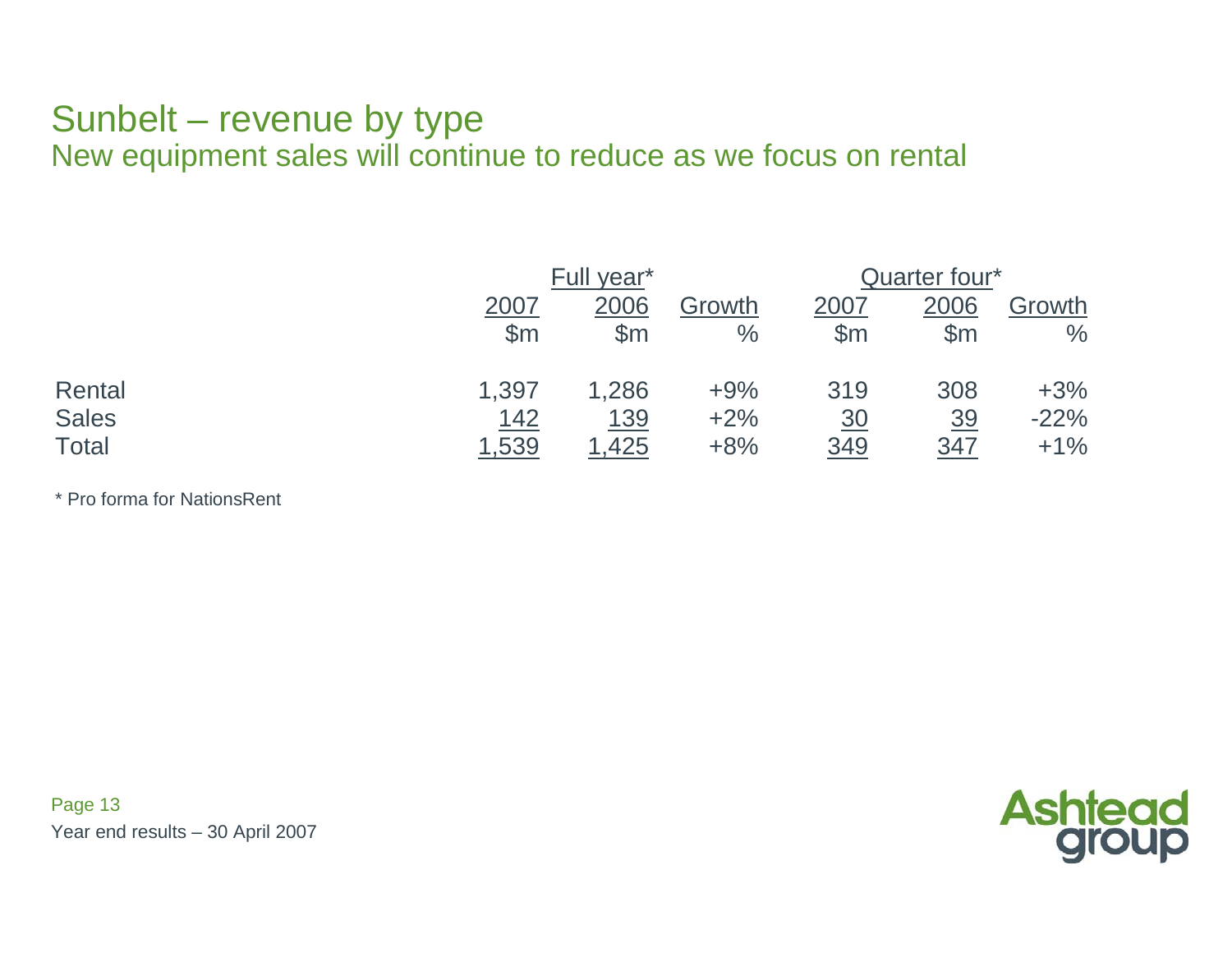# Sunbelt – revenue by type

## New equipment sales will continue to reduce as we focus on rental

| | Full year* | | | Quarter four* | | |
|---|---|---|---|---|---|---|
| | 2007 | 2006 | Growth | 2007 | 2006 | Growth |
| | $m | $m | % | $m | $m | % |
| Rental | 1,397 | 1,286 | +9% | 319 | 308 | +3% |
| Sales | 142 | 139 | +2% | 30 | 39 | -22% |
| Total | 1,539 | 1,425 | +8% | 349 | 347 | +1% |

* Pro forma for NationsRent

Year end results – 30 April 2007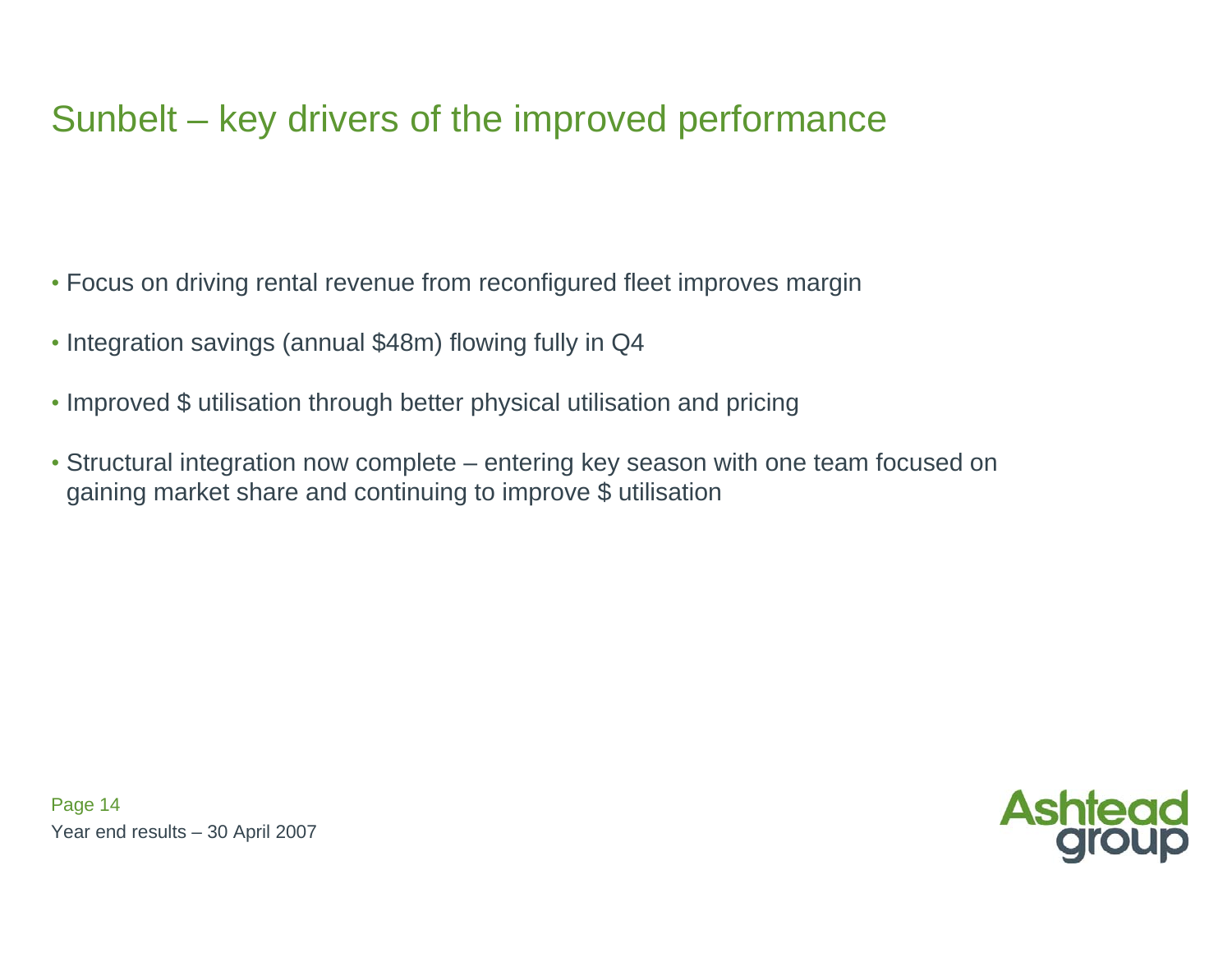# Sunbelt – key drivers of the improved performance

- Focus on driving rental revenue from reconfigured fleet improves margin
- Integration savings (annual $48m) flowing fully in Q4
- Improved $ utilisation through better physical utilisation and pricing
- Structural integration now complete – entering key season with one team focused on gaining market share and continuing to improve $ utilisation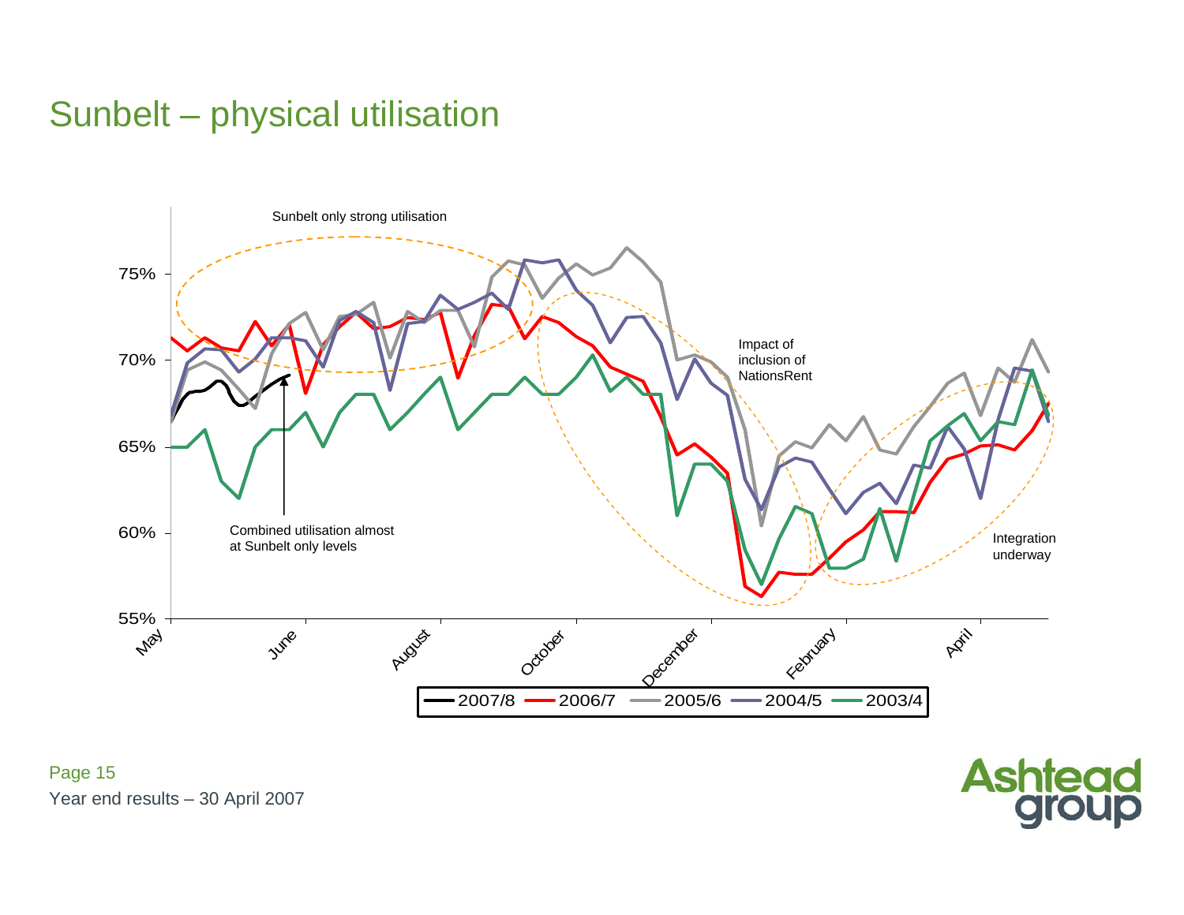# Sunbelt – physical utilisation

Sunbelt only strong utilisation

Impact of inclusion of NationsRent

Combined utilisation almost at Sunbelt only levels

Integration underway

75%
70%
65%
60%
55%

May, June, August, October, December, February, April

2007/8 | 2006/7 | 2005/6 | 2004/5 | 2003/4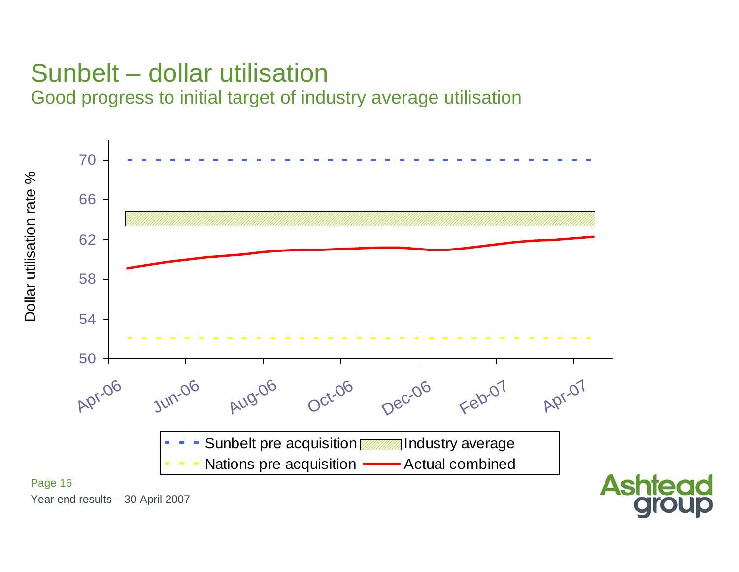# Sunbelt – dollar utilisation

## Good progress to initial target of industry average utilisation

Dollar utilisation rate %

70, 66, 62, 58, 54, 50

Apr-06, Jun-06, Aug-06, Oct-06, Dec-06, Feb-07, Apr-07

Sunbelt pre acquisition | Industry average | Nations pre acquisition | Actual combined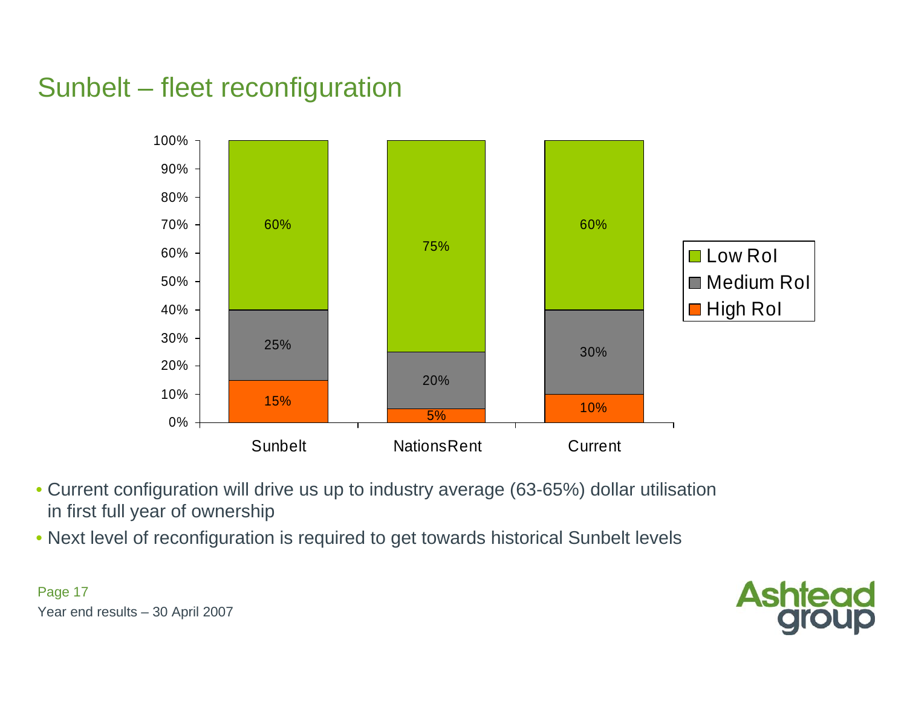# Sunbelt – fleet reconfiguration

| | Sunbelt | NationsRent | Current |
|---|---|---|---|
| Low RoI | 60% | 75% | 60% |
| Medium RoI | 25% | 20% | 30% |
| High RoI | 15% | 5% | 10% |

- Current configuration will drive us up to industry average (63-65%) dollar utilisation in first full year of ownership
- Next level of reconfiguration is required to get towards historical Sunbelt levels

Year end results – 30 April 2007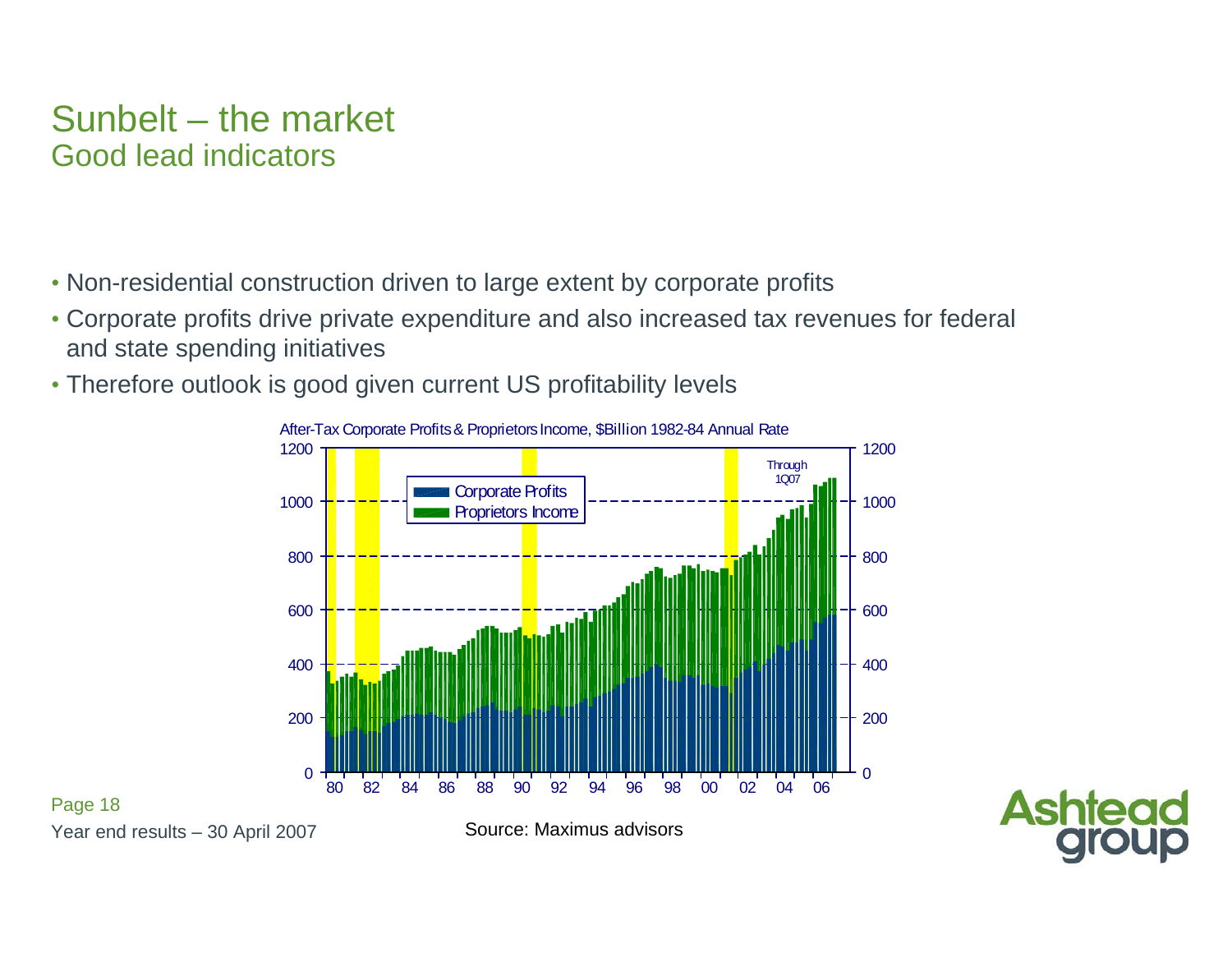# Sunbelt – the market

## Good lead indicators

- Non-residential construction driven to large extent by corporate profits
- Corporate profits drive private expenditure and also increased tax revenues for federal and state spending initiatives
- Therefore outlook is good given current US profitability levels

After-Tax Corporate Profits & Proprietors Income, $Billion 1982-84 Annual Rate

Source: Maximus advisors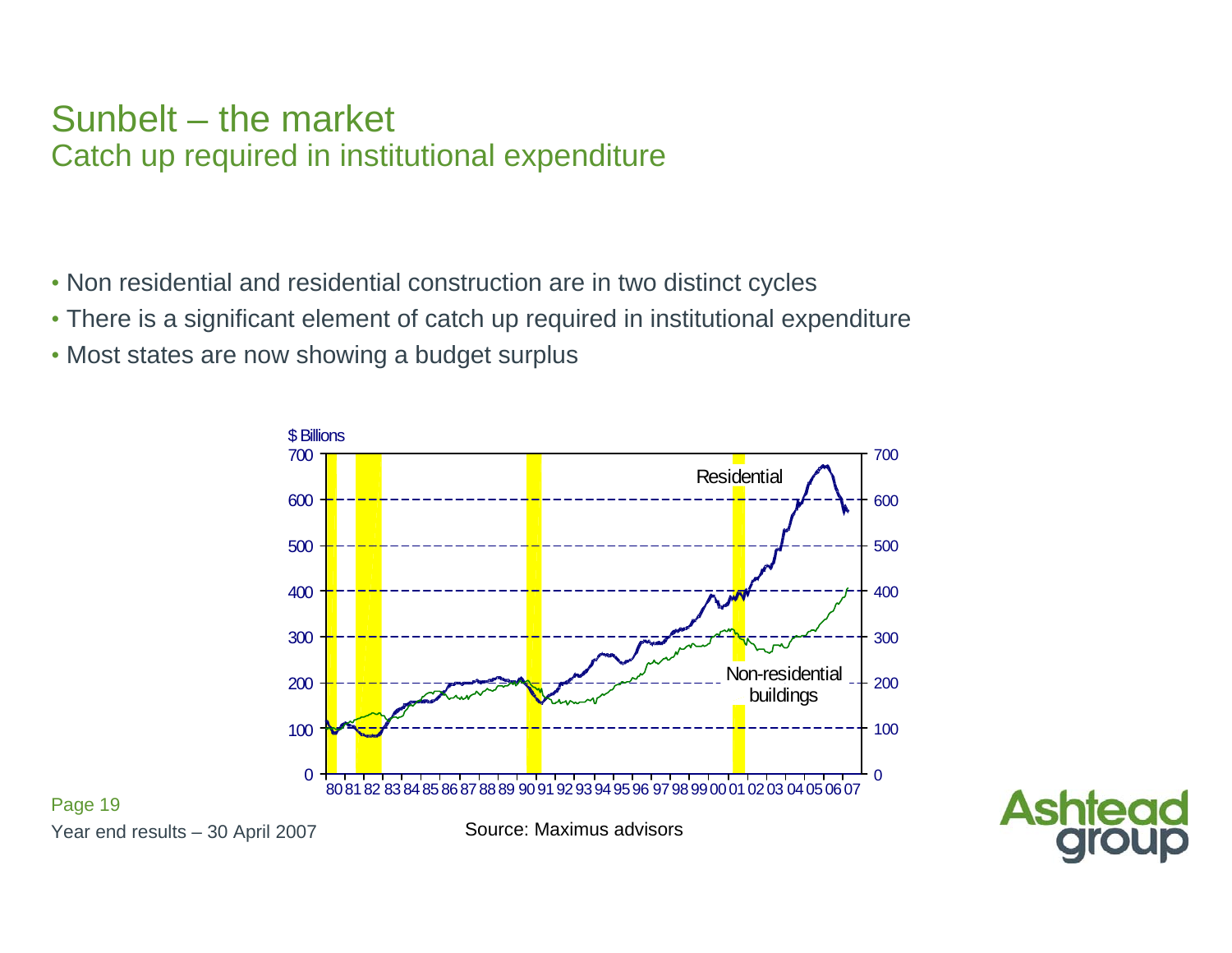# Sunbelt – the market

## Catch up required in institutional expenditure

- Non residential and residential construction are in two distinct cycles
- There is a significant element of catch up required in institutional expenditure
- Most states are now showing a budget surplus

$ Billions

Residential

Non-residential buildings

Source: Maximus advisors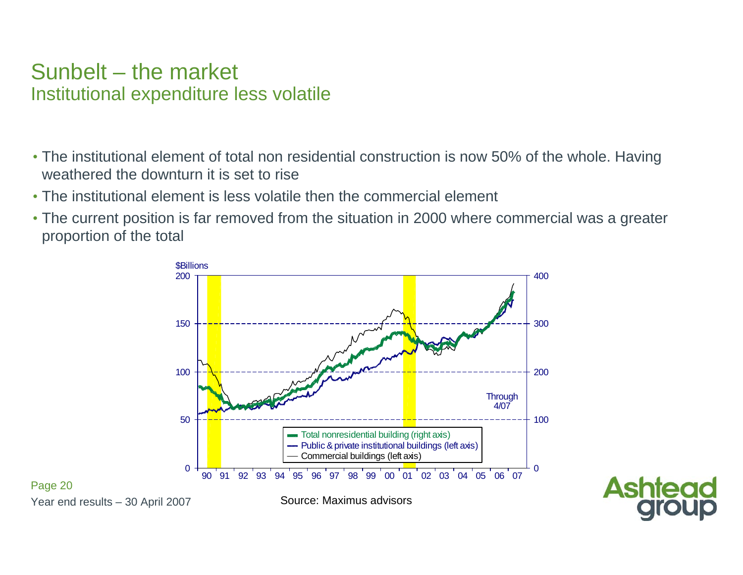# Sunbelt – the market

## Institutional expenditure less volatile

- The institutional element of total non residential construction is now 50% of the whole. Having weathered the downturn it is set to rise
- The institutional element is less volatile then the commercial element
- The current position is far removed from the situation in 2000 where commercial was a greater proportion of the total

$Billions

Total nonresidential building (right axis)
Public & private institutional buildings (left axis)
Commercial buildings (left axis)

Through 4/07

Source: Maximus advisors

Year end results – 30 April 2007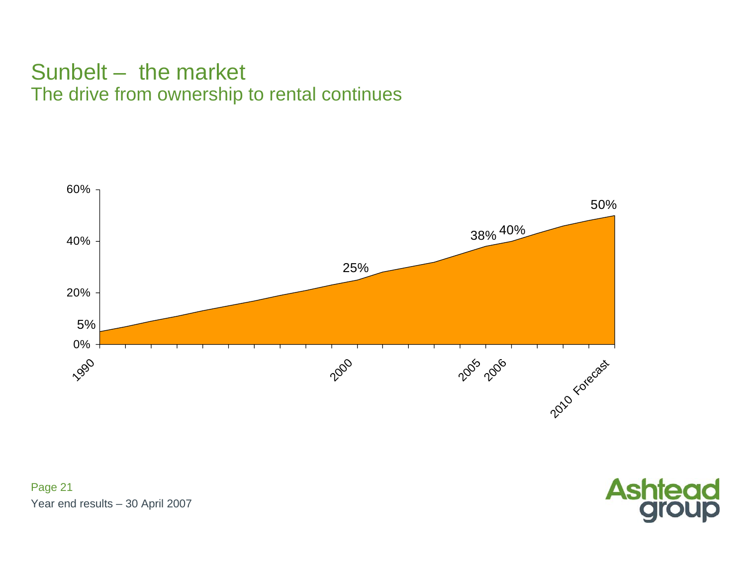# Sunbelt – the market

## The drive from ownership to rental continues

| Year | Rental penetration |
|---|---|
| 1990 | 5% |
| 2000 | 25% |
| 2005 | 38% |
| 2006 | 40% |
| 2010 Forecast | 50% |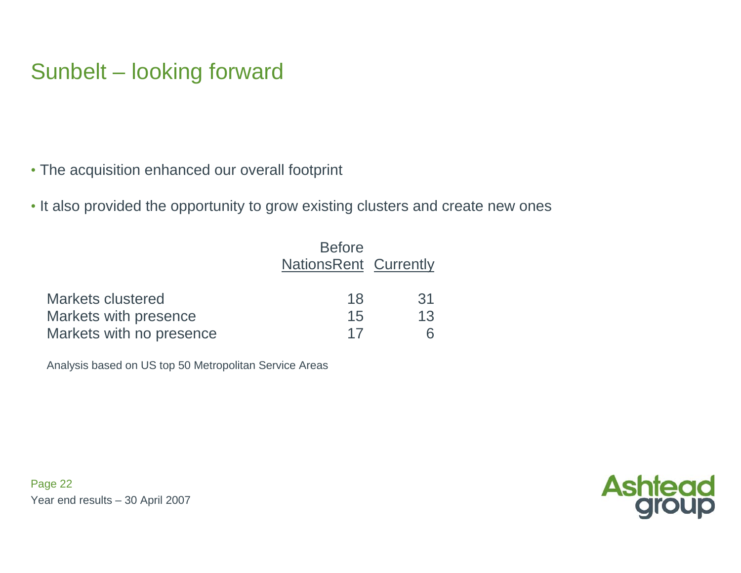# Sunbelt – looking forward

- The acquisition enhanced our overall footprint
- It also provided the opportunity to grow existing clusters and create new ones

| | Before NationsRent | Currently |
|---|---|---|
| Markets clustered | 18 | 31 |
| Markets with presence | 15 | 13 |
| Markets with no presence | 17 | 6 |

Analysis based on US top 50 Metropolitan Service Areas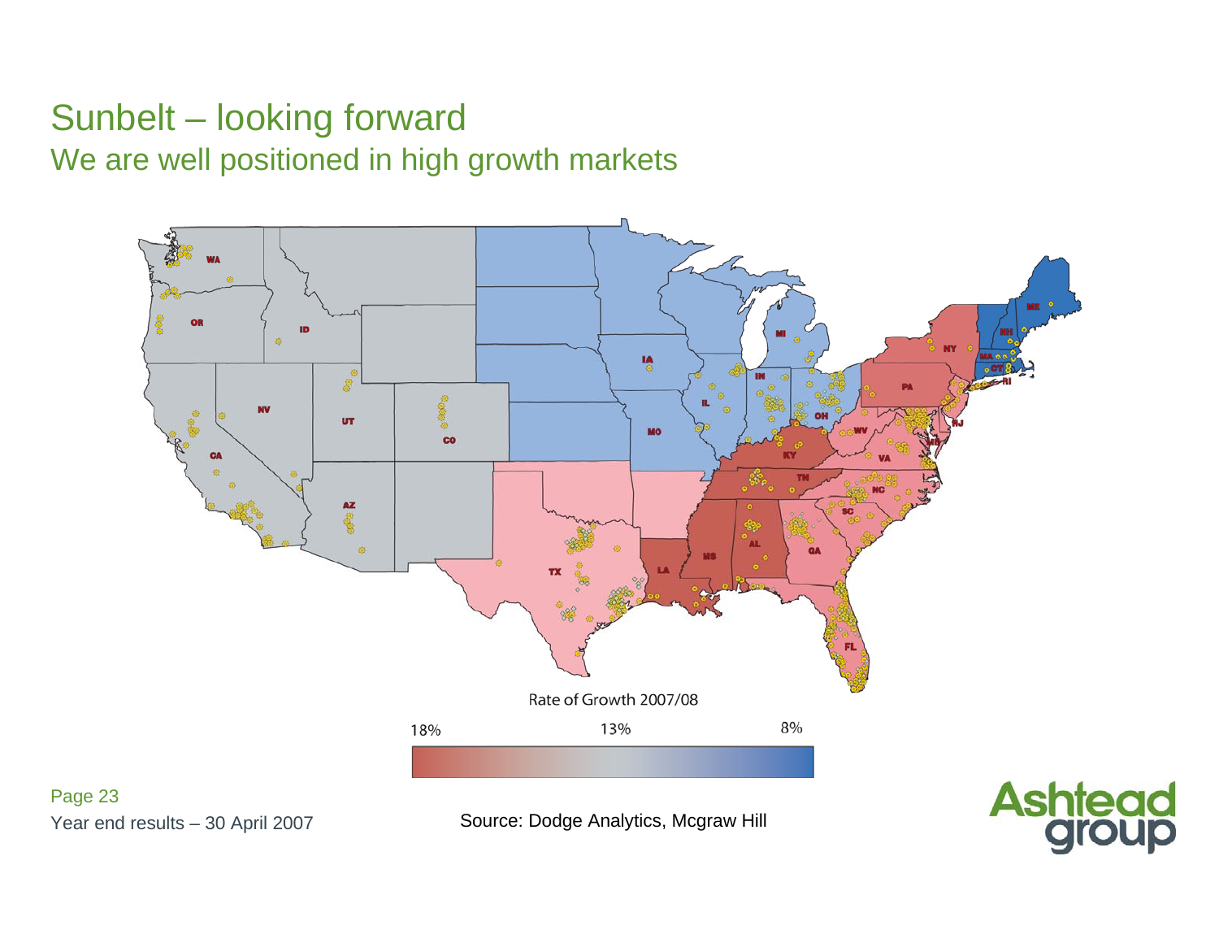# Sunbelt – looking forward

## We are well positioned in high growth markets

Rate of Growth 2007/08

18% 13% 8%

Source: Dodge Analytics, Mcgraw Hill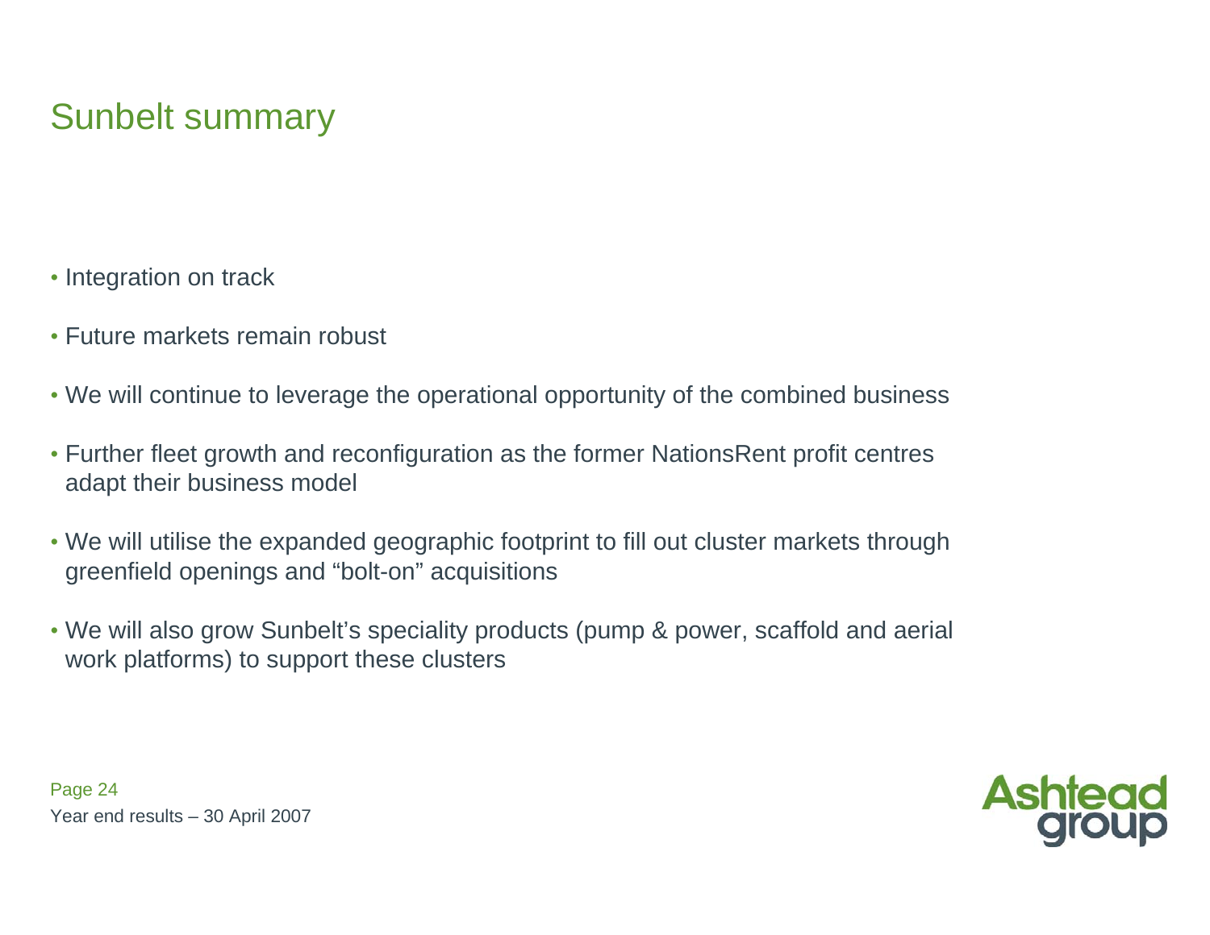# Sunbelt summary

- Integration on track
- Future markets remain robust
- We will continue to leverage the operational opportunity of the combined business
- Further fleet growth and reconfiguration as the former NationsRent profit centres adapt their business model
- We will utilise the expanded geographic footprint to fill out cluster markets through greenfield openings and "bolt-on" acquisitions
- We will also grow Sunbelt's speciality products (pump & power, scaffold and aerial work platforms) to support these clusters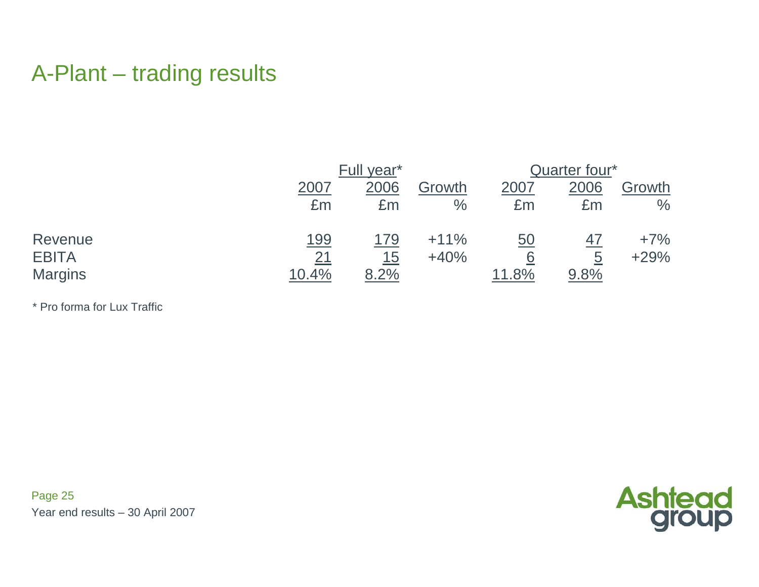# A-Plant – trading results

| | Full year* | | | Quarter four* | | |
|---|---|---|---|---|---|---|
| | 2007 | 2006 | Growth | 2007 | 2006 | Growth |
| | £m | £m | % | £m | £m | % |
| Revenue | 199 | 179 | +11% | 50 | 47 | +7% |
| EBITA | 21 | 15 | +40% | 6 | 5 | +29% |
| Margins | 10.4% | 8.2% | | 11.8% | 9.8% | |

* Pro forma for Lux Traffic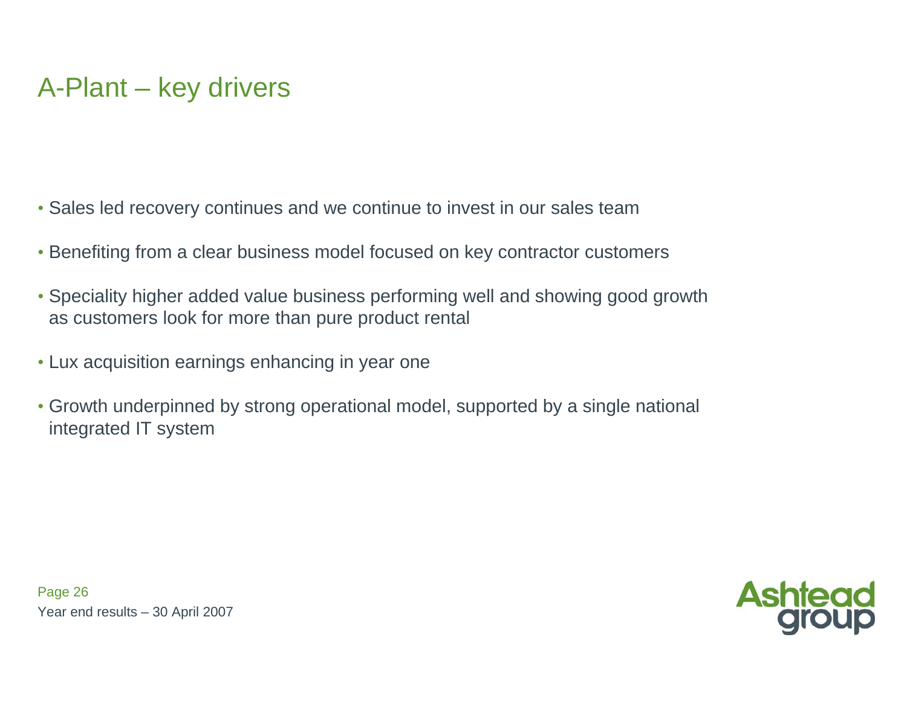# A-Plant – key drivers

- Sales led recovery continues and we continue to invest in our sales team
- Benefiting from a clear business model focused on key contractor customers
- Speciality higher added value business performing well and showing good growth as customers look for more than pure product rental
- Lux acquisition earnings enhancing in year one
- Growth underpinned by strong operational model, supported by a single national integrated IT system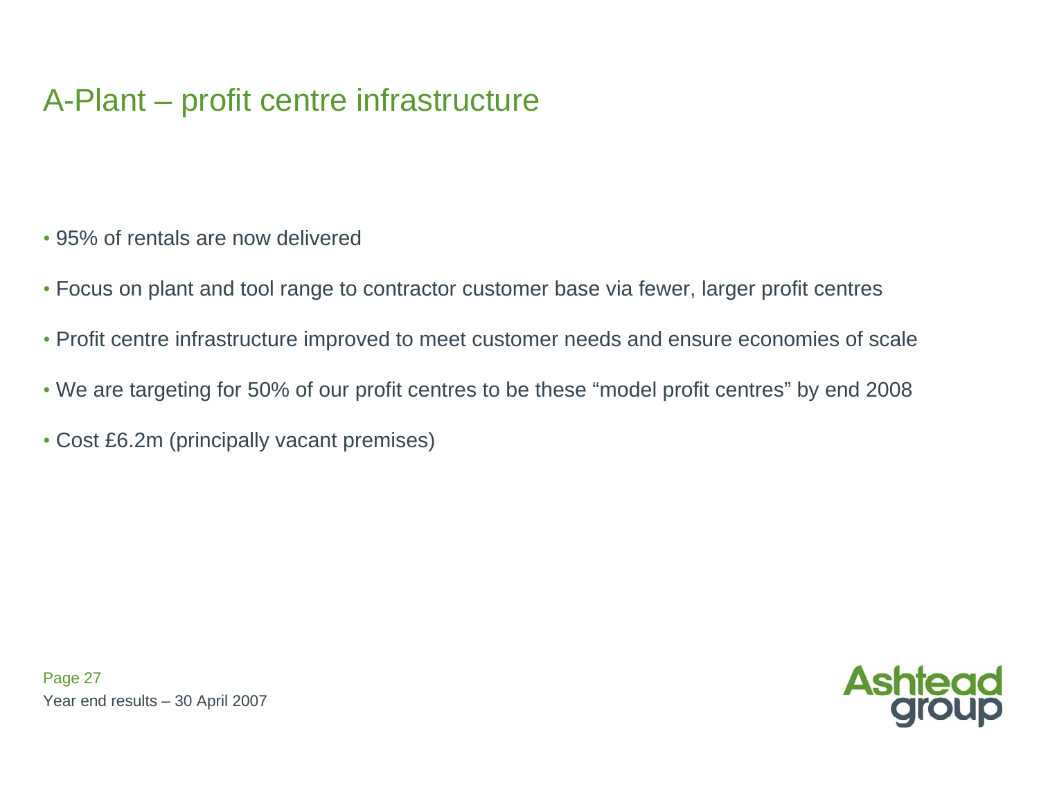# A-Plant – profit centre infrastructure

- 95% of rentals are now delivered
- Focus on plant and tool range to contractor customer base via fewer, larger profit centres
- Profit centre infrastructure improved to meet customer needs and ensure economies of scale
- We are targeting for 50% of our profit centres to be these "model profit centres" by end 2008
- Cost £6.2m (principally vacant premises)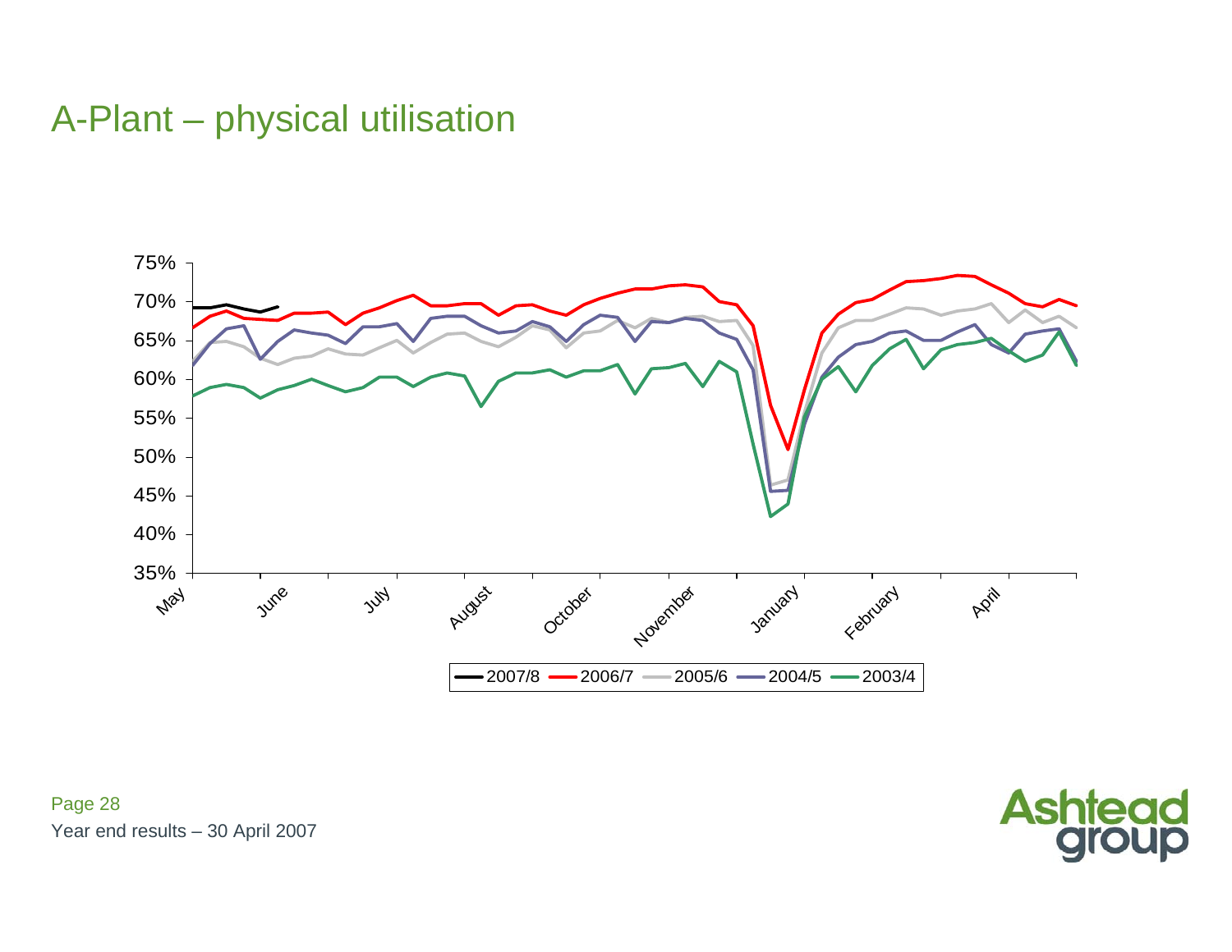# A-Plant – physical utilisation

75%
70%
65%
60%
55%
50%
45%
40%
35%

May, June, July, August, October, November, January, February, April

2007/8, 2006/7, 2005/6, 2004/5, 2003/4

Year end results – 30 April 2007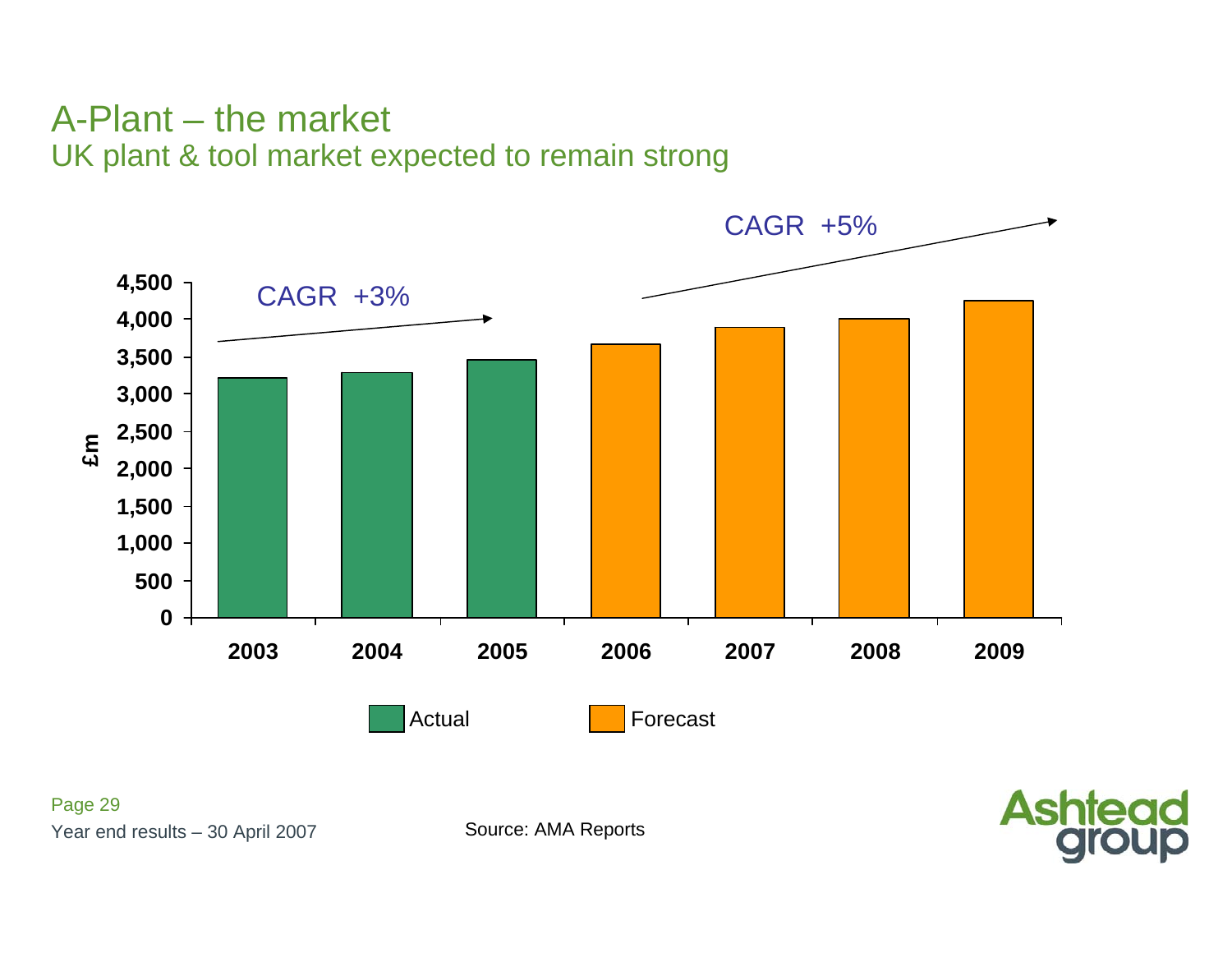# A-Plant – the market

## UK plant & tool market expected to remain strong

CAGR +3%

CAGR +5%

£m

Actual

Forecast

Source: AMA Reports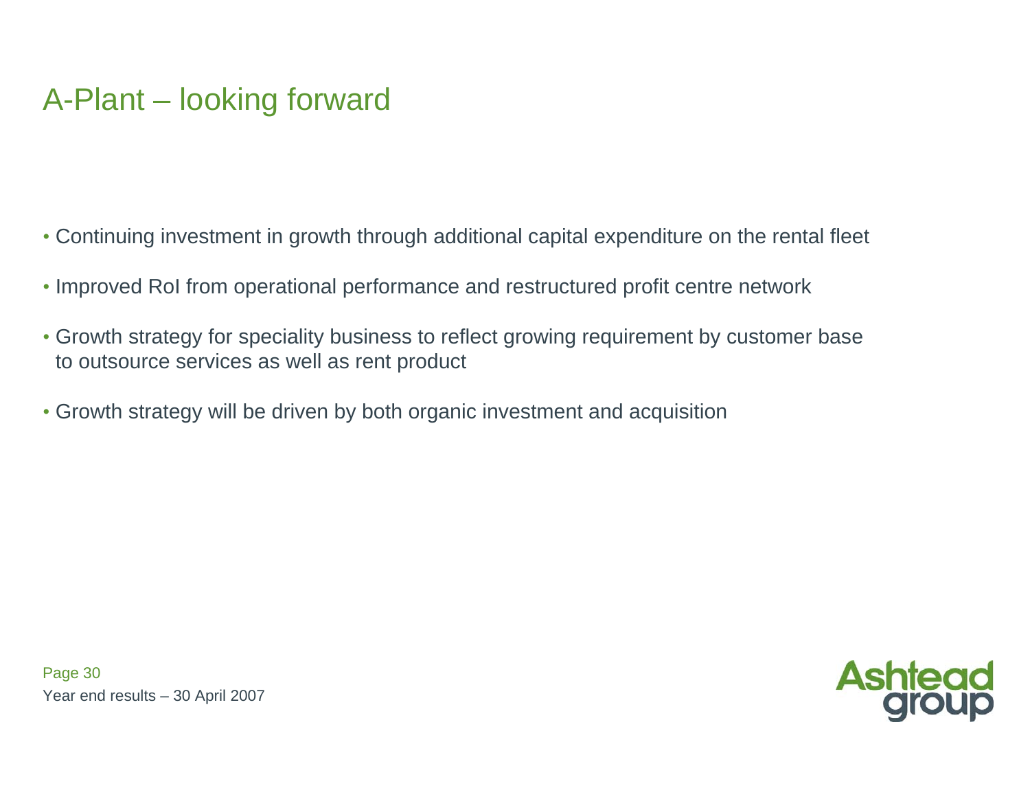# A-Plant – looking forward

- Continuing investment in growth through additional capital expenditure on the rental fleet
- Improved RoI from operational performance and restructured profit centre network
- Growth strategy for speciality business to reflect growing requirement by customer base to outsource services as well as rent product
- Growth strategy will be driven by both organic investment and acquisition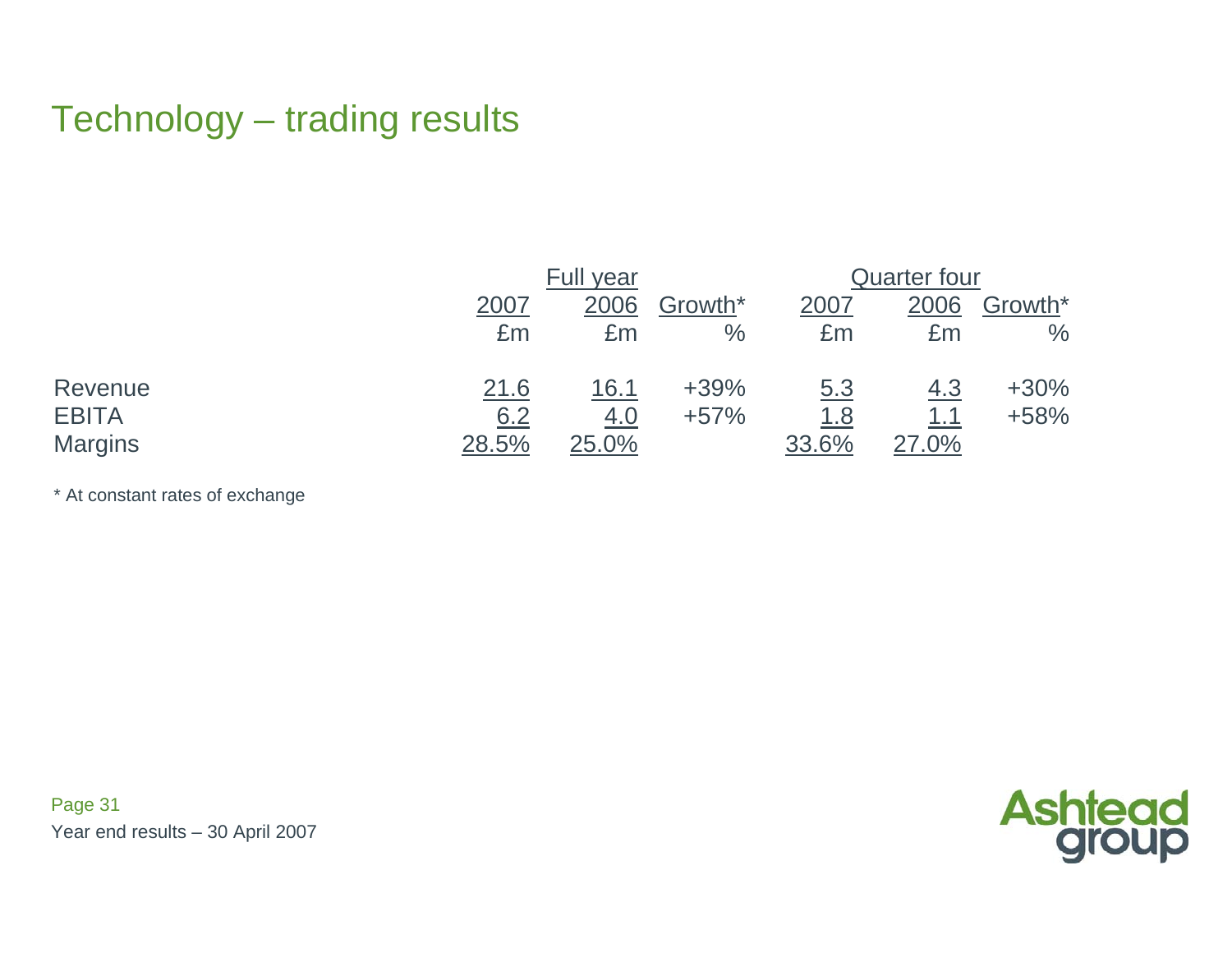# Technology – trading results

| | Full year | | | Quarter four | | |
|---|---|---|---|---|---|---|
| | 2007 | 2006 | Growth* | 2007 | 2006 | Growth* |
| | £m | £m | % | £m | £m | % |
| Revenue | 21.6 | 16.1 | +39% | 5.3 | 4.3 | +30% |
| EBITA | 6.2 | 4.0 | +57% | 1.8 | 1.1 | +58% |
| Margins | 28.5% | 25.0% | | 33.6% | 27.0% | |

* At constant rates of exchange

Year end results – 30 April 2007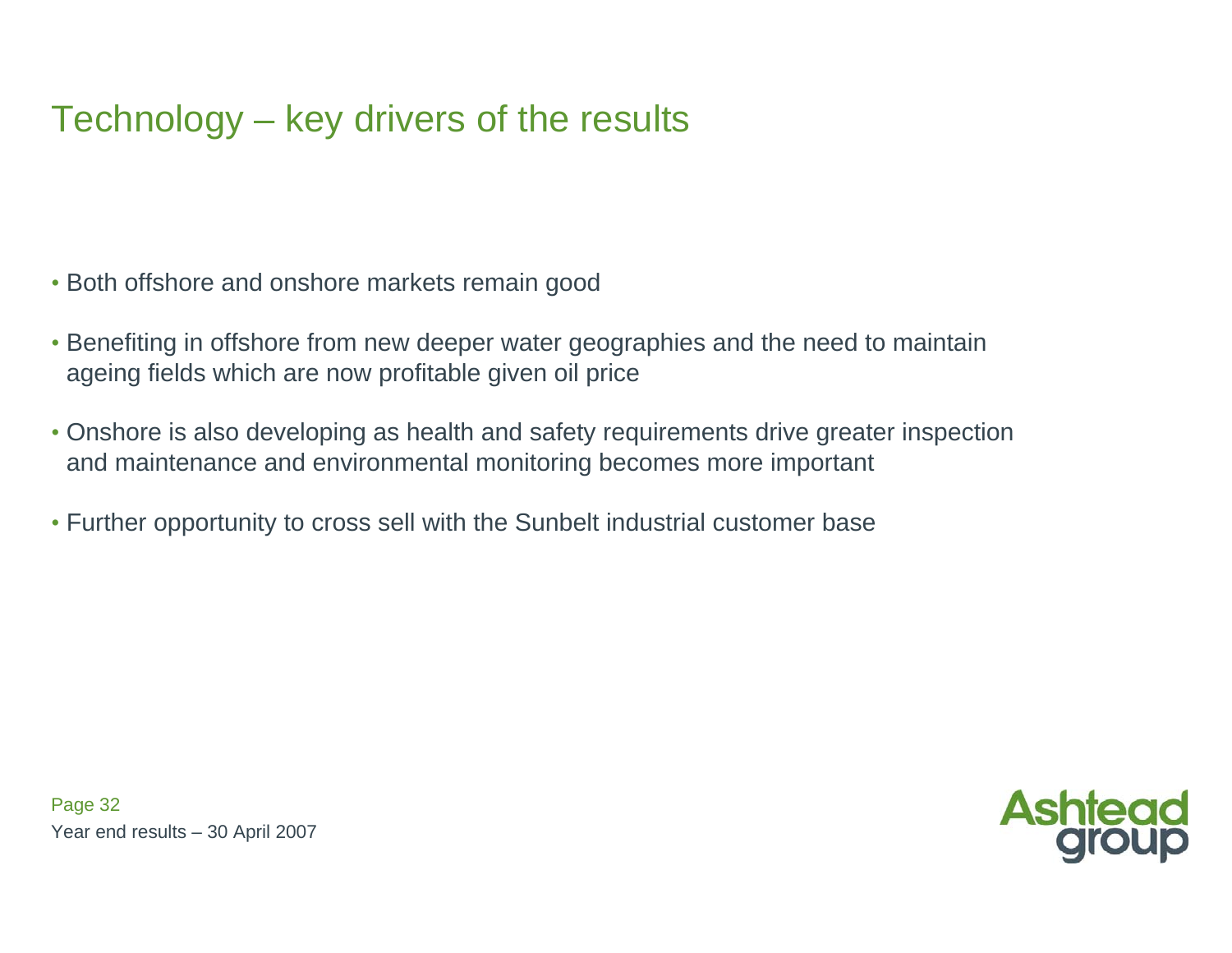# Technology – key drivers of the results

- Both offshore and onshore markets remain good
- Benefiting in offshore from new deeper water geographies and the need to maintain ageing fields which are now profitable given oil price
- Onshore is also developing as health and safety requirements drive greater inspection and maintenance and environmental monitoring becomes more important
- Further opportunity to cross sell with the Sunbelt industrial customer base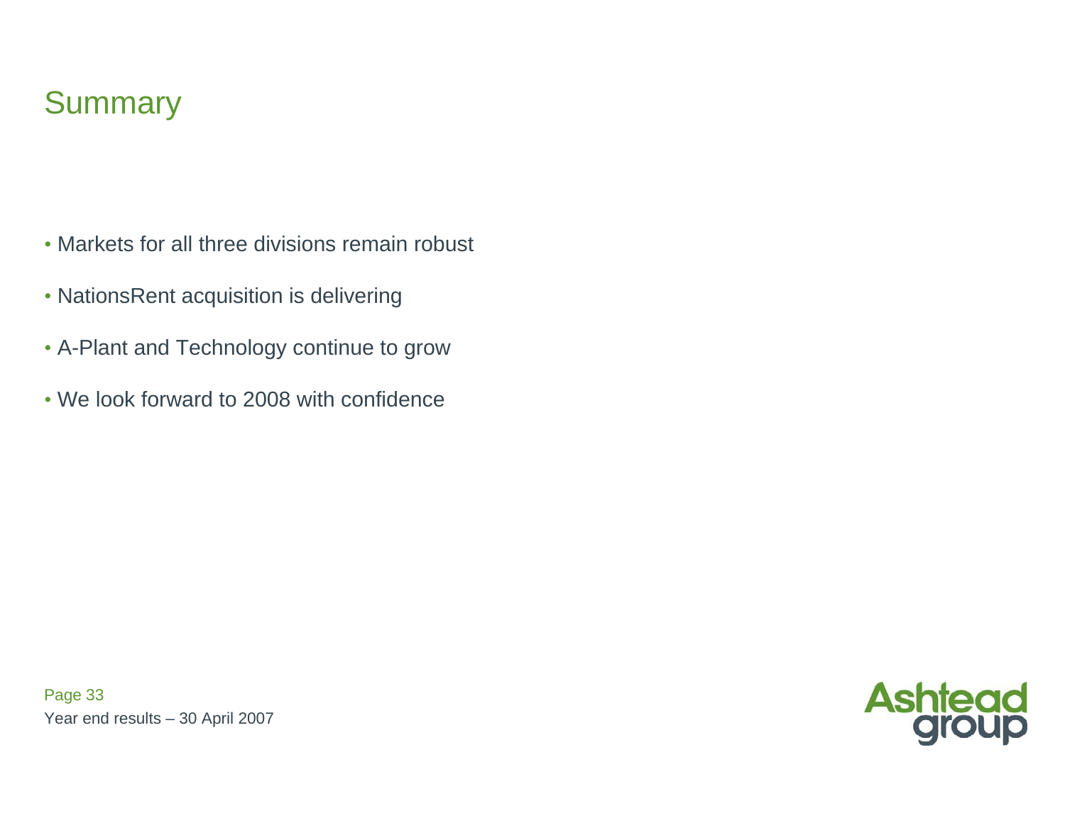# Summary

- Markets for all three divisions remain robust
- NationsRent acquisition is delivering
- A-Plant and Technology continue to grow
- We look forward to 2008 with confidence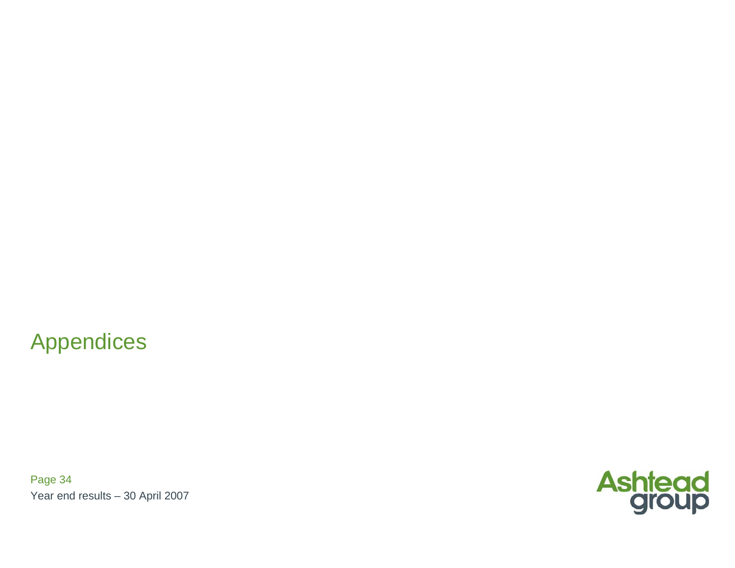# Appendices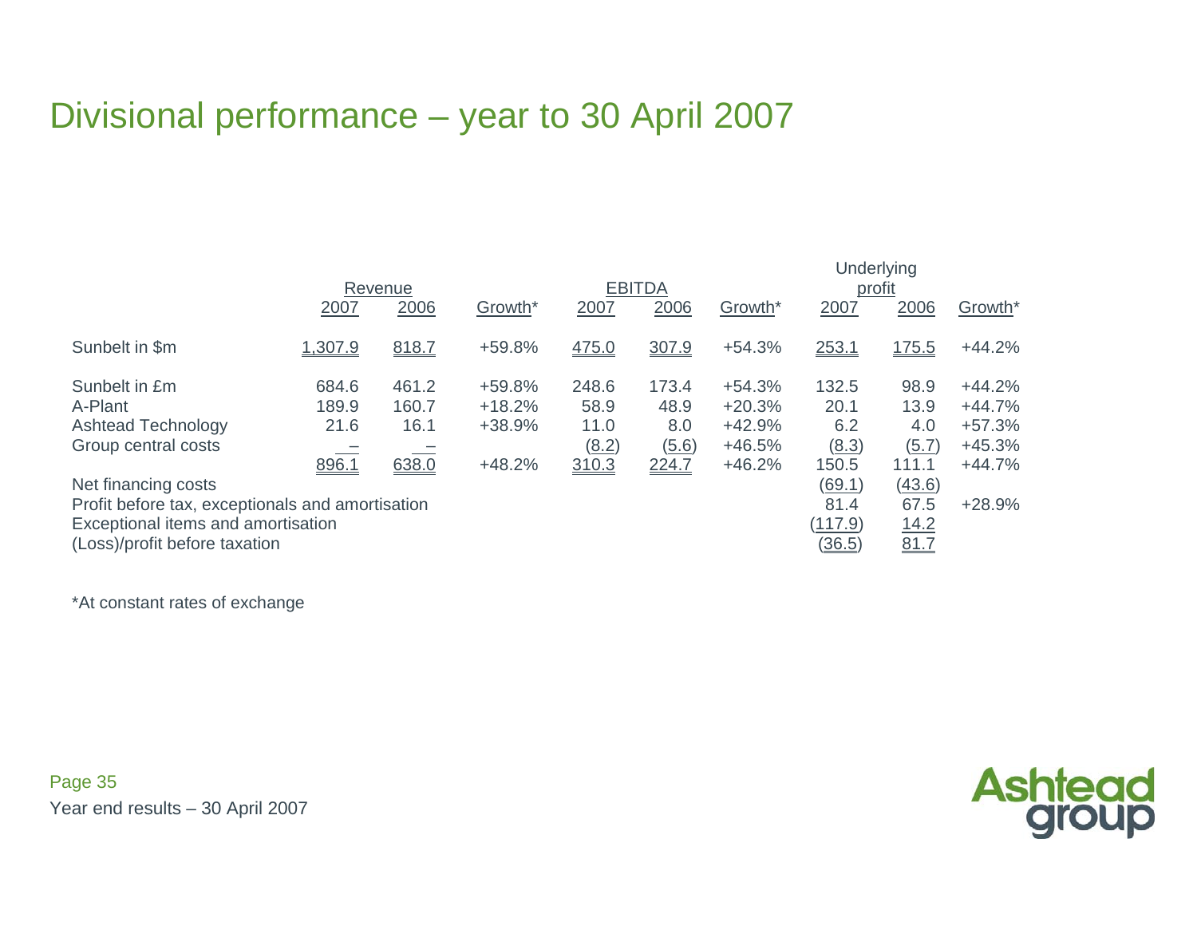# Divisional performance – year to 30 April 2007

| | Revenue | | | EBITDA | | | Underlying profit | | |
|---|---|---|---|---|---|---|---|---|---|
| | 2007 | 2006 | Growth* | 2007 | 2006 | Growth* | 2007 | 2006 | Growth* |
| Sunbelt in $m | 1,307.9 | 818.7 | +59.8% | 475.0 | 307.9 | +54.3% | 253.1 | 175.5 | +44.2% |
| Sunbelt in £m | 684.6 | 461.2 | +59.8% | 248.6 | 173.4 | +54.3% | 132.5 | 98.9 | +44.2% |
| A-Plant | 189.9 | 160.7 | +18.2% | 58.9 | 48.9 | +20.3% | 20.1 | 13.9 | +44.7% |
| Ashtead Technology | 21.6 | 16.1 | +38.9% | 11.0 | 8.0 | +42.9% | 6.2 | 4.0 | +57.3% |
| Group central costs | – | – | | (8.2) | (5.6) | +46.5% | (8.3) | (5.7) | +45.3% |
| | 896.1 | 638.0 | +48.2% | 310.3 | 224.7 | +46.2% | 150.5 | 111.1 | +44.7% |
| Net financing costs | | | | | | | (69.1) | (43.6) | |
| Profit before tax, exceptionals and amortisation | | | | | | | 81.4 | 67.5 | +28.9% |
| Exceptional items and amortisation | | | | | | | (117.9) | 14.2 | |
| (Loss)/profit before taxation | | | | | | | (36.5) | 81.7 | |

*At constant rates of exchange

Year end results – 30 April 2007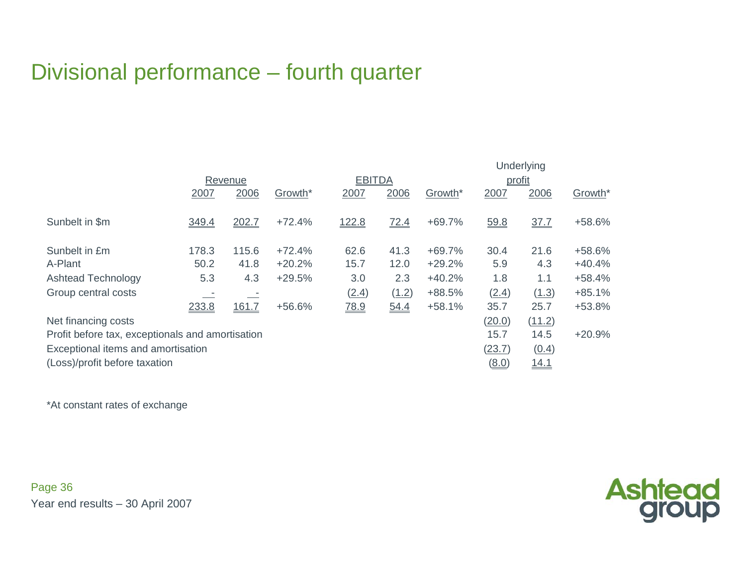# Divisional performance – fourth quarter

| | Revenue | | | EBITDA | | | Underlying profit | | |
|---|---|---|---|---|---|---|---|---|---|
| | 2007 | 2006 | Growth* | 2007 | 2006 | Growth* | 2007 | 2006 | Growth* |
| Sunbelt in $m | 349.4 | 202.7 | +72.4% | 122.8 | 72.4 | +69.7% | 59.8 | 37.7 | +58.6% |
| Sunbelt in £m | 178.3 | 115.6 | +72.4% | 62.6 | 41.3 | +69.7% | 30.4 | 21.6 | +58.6% |
| A-Plant | 50.2 | 41.8 | +20.2% | 15.7 | 12.0 | +29.2% | 5.9 | 4.3 | +40.4% |
| Ashtead Technology | 5.3 | 4.3 | +29.5% | 3.0 | 2.3 | +40.2% | 1.8 | 1.1 | +58.4% |
| Group central costs | - | - | | (2.4) | (1.2) | +88.5% | (2.4) | (1.3) | +85.1% |
| | 233.8 | 161.7 | +56.6% | 78.9 | 54.4 | +58.1% | 35.7 | 25.7 | +53.8% |
| Net financing costs | | | | | | | (20.0) | (11.2) | |
| Profit before tax, exceptionals and amortisation | | | | | | | 15.7 | 14.5 | +20.9% |
| Exceptional items and amortisation | | | | | | | (23.7) | (0.4) | |
| (Loss)/profit before taxation | | | | | | | (8.0) | 14.1 | |

*At constant rates of exchange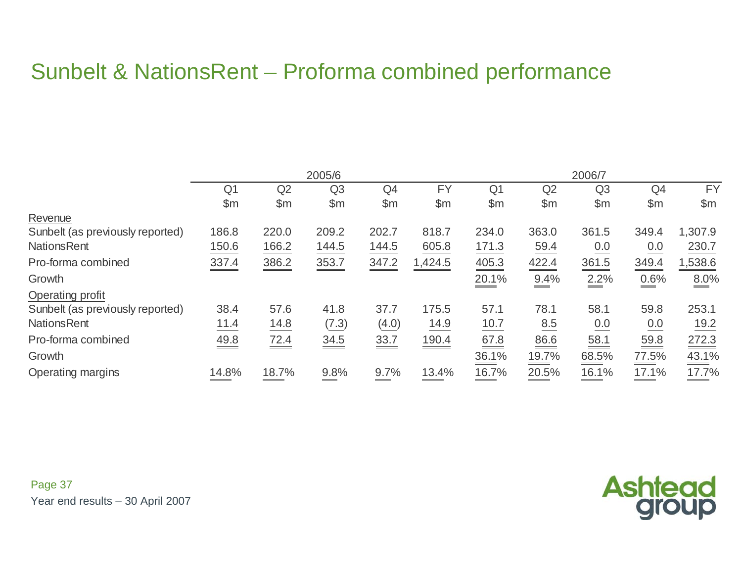# Sunbelt & NationsRent – Proforma combined performance

| | 2005/6 | | | | | 2006/7 | | | | |
|---|---|---|---|---|---|---|---|---|---|---|
| | Q1 | Q2 | Q3 | Q4 | FY | Q1 | Q2 | Q3 | Q4 | FY |
| | $m | $m | $m | $m | $m | $m | $m | $m | $m | $m |
| Revenue | | | | | | | | | | |
| Sunbelt (as previously reported) | 186.8 | 220.0 | 209.2 | 202.7 | 818.7 | 234.0 | 363.0 | 361.5 | 349.4 | 1,307.9 |
| NationsRent | 150.6 | 166.2 | 144.5 | 144.5 | 605.8 | 171.3 | 59.4 | 0.0 | 0.0 | 230.7 |
| Pro-forma combined | 337.4 | 386.2 | 353.7 | 347.2 | 1,424.5 | 405.3 | 422.4 | 361.5 | 349.4 | 1,538.6 |
| Growth | | | | | | 20.1% | 9.4% | 2.2% | 0.6% | 8.0% |
| Operating profit | | | | | | | | | | |
| Sunbelt (as previously reported) | 38.4 | 57.6 | 41.8 | 37.7 | 175.5 | 57.1 | 78.1 | 58.1 | 59.8 | 253.1 |
| NationsRent | 11.4 | 14.8 | (7.3) | (4.0) | 14.9 | 10.7 | 8.5 | 0.0 | 0.0 | 19.2 |
| Pro-forma combined | 49.8 | 72.4 | 34.5 | 33.7 | 190.4 | 67.8 | 86.6 | 58.1 | 59.8 | 272.3 |
| Growth | | | | | | 36.1% | 19.7% | 68.5% | 77.5% | 43.1% |
| Operating margins | 14.8% | 18.7% | 9.8% | 9.7% | 13.4% | 16.7% | 20.5% | 16.1% | 17.1% | 17.7% |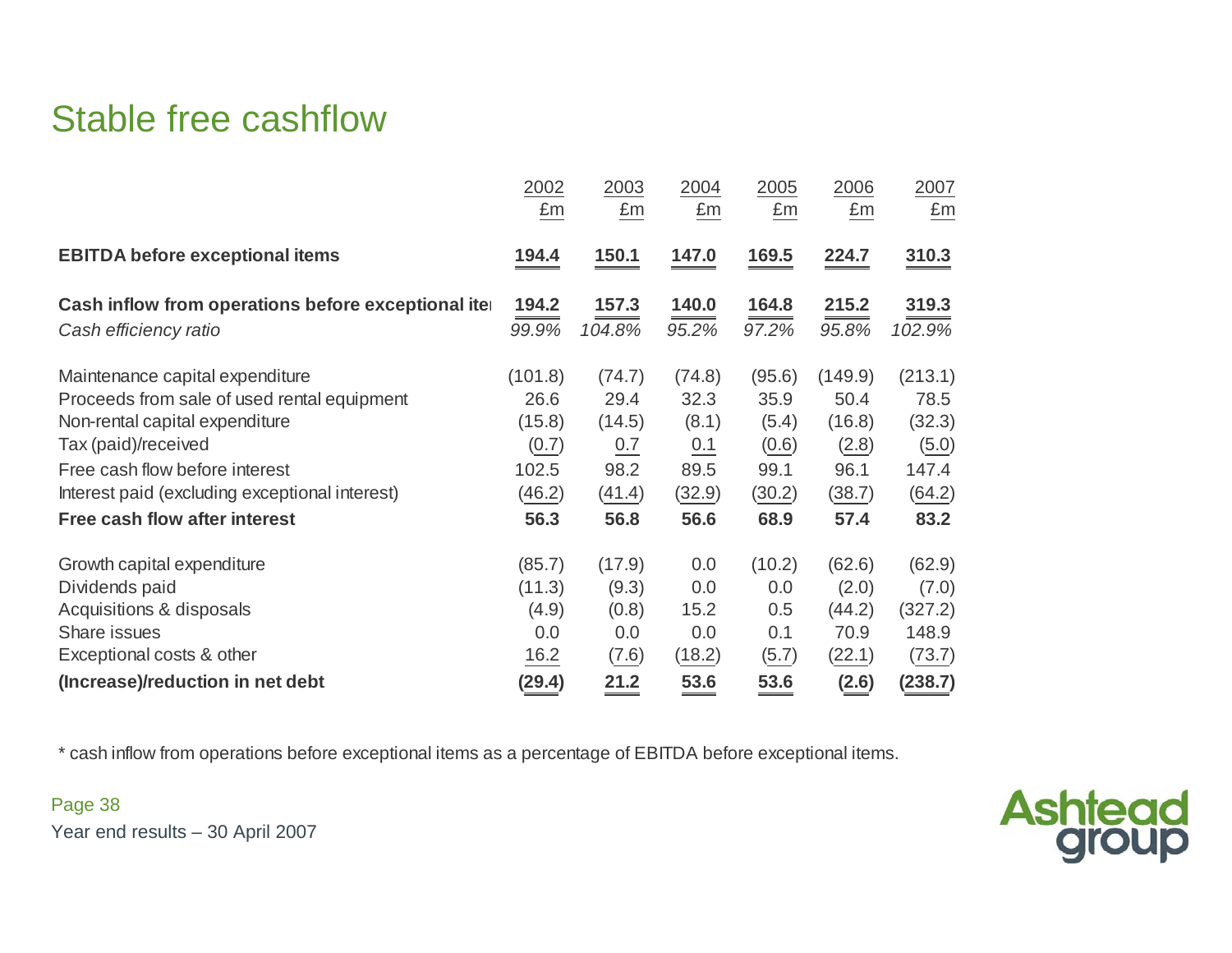# Stable free cashflow

| | 2002 £m | 2003 £m | 2004 £m | 2005 £m | 2006 £m | 2007 £m |
|---|---|---|---|---|---|---|
| **EBITDA before exceptional items** | **194.4** | **150.1** | **147.0** | **169.5** | **224.7** | **310.3** |
| **Cash inflow from operations before exceptional ite** | **194.2** | **157.3** | **140.0** | **164.8** | **215.2** | **319.3** |
| *Cash efficiency ratio* | *99.9%* | *104.8%* | *95.2%* | *97.2%* | *95.8%* | *102.9%* |
| Maintenance capital expenditure | (101.8) | (74.7) | (74.8) | (95.6) | (149.9) | (213.1) |
| Proceeds from sale of used rental equipment | 26.6 | 29.4 | 32.3 | 35.9 | 50.4 | 78.5 |
| Non-rental capital expenditure | (15.8) | (14.5) | (8.1) | (5.4) | (16.8) | (32.3) |
| Tax (paid)/received | (0.7) | 0.7 | 0.1 | (0.6) | (2.8) | (5.0) |
| Free cash flow before interest | 102.5 | 98.2 | 89.5 | 99.1 | 96.1 | 147.4 |
| Interest paid (excluding exceptional interest) | (46.2) | (41.4) | (32.9) | (30.2) | (38.7) | (64.2) |
| **Free cash flow after interest** | **56.3** | **56.8** | **56.6** | **68.9** | **57.4** | **83.2** |
| Growth capital expenditure | (85.7) | (17.9) | 0.0 | (10.2) | (62.6) | (62.9) |
| Dividends paid | (11.3) | (9.3) | 0.0 | 0.0 | (2.0) | (7.0) |
| Acquisitions & disposals | (4.9) | (0.8) | 15.2 | 0.5 | (44.2) | (327.2) |
| Share issues | 0.0 | 0.0 | 0.0 | 0.1 | 70.9 | 148.9 |
| Exceptional costs & other | 16.2 | (7.6) | (18.2) | (5.7) | (22.1) | (73.7) |
| **(Increase)/reduction in net debt** | **(29.4)** | **21.2** | **53.6** | **53.6** | **(2.6)** | **(238.7)** |

* cash inflow from operations before exceptional items as a percentage of EBITDA before exceptional items.

Year end results – 30 April 2007